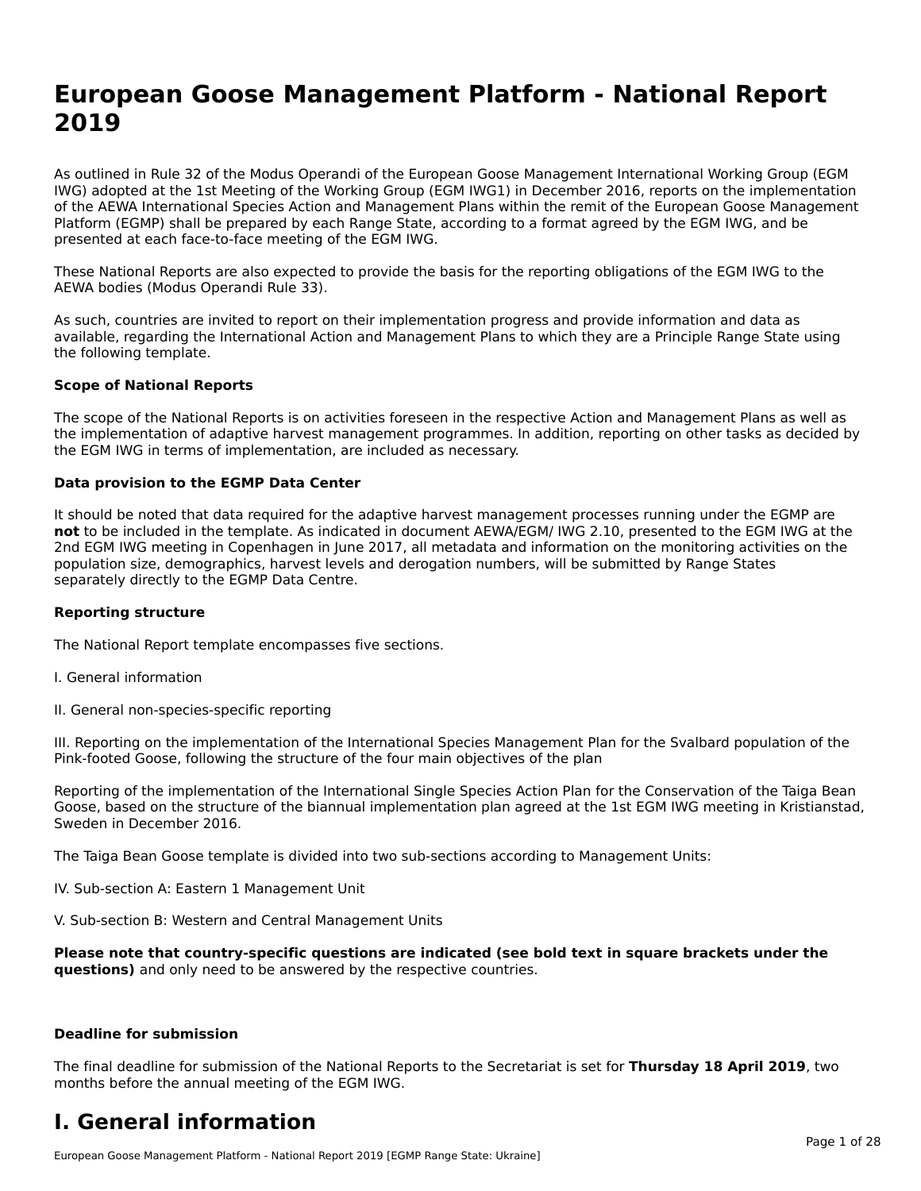# European Goose Management Platform - National Report 2019

As outlined in Rule 32 of the Modus Operandi of the European Goose Management International Working Group (EGM IWG) adopted at the 1st Meeting of the Working Group (EGM IWG1) in December 2016, reports on the implementation of the AEWA International Species Action and Management Plans within the remit of the European Goose Management Platform (EGMP) shall be prepared by each Range State, according to a format agreed by the EGM IWG, and be presented at each face-to-face meeting of the EGM IWG.

These National Reports are also expected to provide the basis for the reporting obligations of the EGM IWG to the AEWA bodies (Modus Operandi Rule 33).

As such, countries are invited to report on their implementation progress and provide information and data as available, regarding the International Action and Management Plans to which they are a Principle Range State using the following template.

**Scope of National Reports**

The scope of the National Reports is on activities foreseen in the respective Action and Management Plans as well as the implementation of adaptive harvest management programmes. In addition, reporting on other tasks as decided by the EGM IWG in terms of implementation, are included as necessary.

**Data provision to the EGMP Data Center**

It should be noted that data required for the adaptive harvest management processes running under the EGMP are **not** to be included in the template. As indicated in document AEWA/EGM/ IWG 2.10, presented to the EGM IWG at the 2nd EGM IWG meeting in Copenhagen in June 2017, all metadata and information on the monitoring activities on the population size, demographics, harvest levels and derogation numbers, will be submitted by Range States separately directly to the EGMP Data Centre.

**Reporting structure**

The National Report template encompasses five sections.

I. General information

II. General non-species-specific reporting

III. Reporting on the implementation of the International Species Management Plan for the Svalbard population of the Pink-footed Goose, following the structure of the four main objectives of the plan

Reporting of the implementation of the International Single Species Action Plan for the Conservation of the Taiga Bean Goose, based on the structure of the biannual implementation plan agreed at the 1st EGM IWG meeting in Kristianstad, Sweden in December 2016.

The Taiga Bean Goose template is divided into two sub-sections according to Management Units:

IV. Sub-section A: Eastern 1 Management Unit

V. Sub-section B: Western and Central Management Units

**Please note that country-specific questions are indicated (see bold text in square brackets under the questions)** and only need to be answered by the respective countries.

**Deadline for submission**

The final deadline for submission of the National Reports to the Secretariat is set for **Thursday 18 April 2019**, two months before the annual meeting of the EGM IWG.

# I. General information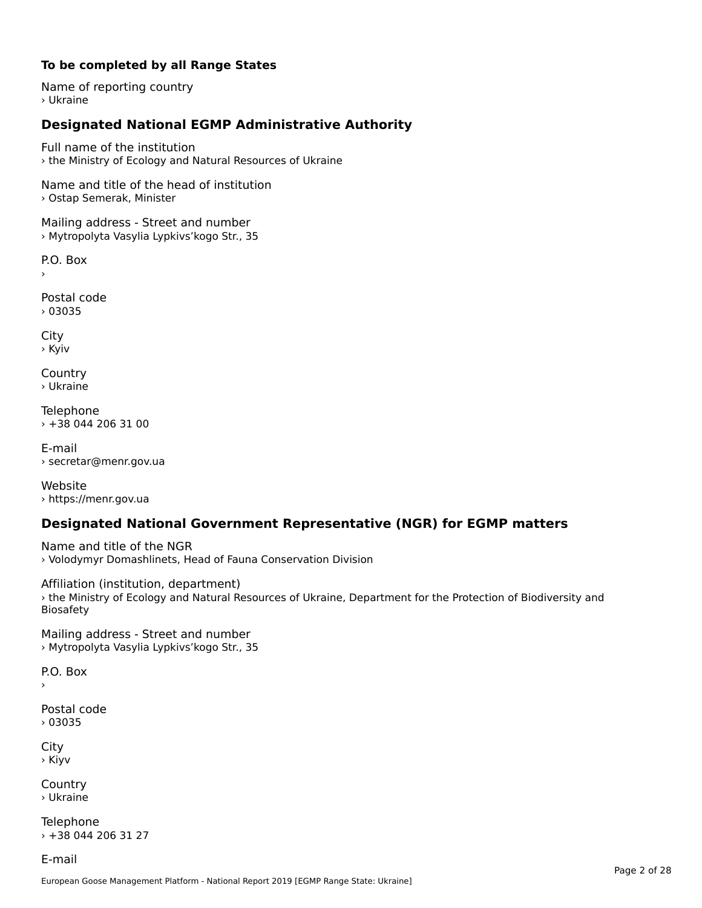**To be completed by all Range States**

Name of reporting country
› Ukraine

## Designated National EGMP Administrative Authority

Full name of the institution
› the Ministry of Ecology and Natural Resources of Ukraine

Name and title of the head of institution
› Ostap Semerak, Minister

Mailing address - Street and number
› Mytropolyta Vasylia Lypkivs'kogo Str., 35

P.O. Box
›

Postal code
› 03035

City
› Kyiv

Country
› Ukraine

Telephone
› +38 044 206 31 00

E-mail
› secretar@menr.gov.ua

Website
› https://menr.gov.ua

## Designated National Government Representative (NGR) for EGMP matters

Name and title of the NGR
› Volodymyr Domashlinets, Head of Fauna Conservation Division

Affiliation (institution, department)
› the Ministry of Ecology and Natural Resources of Ukraine, Department for the Protection of Biodiversity and Biosafety

Mailing address - Street and number
› Mytropolyta Vasylia Lypkivs'kogo Str., 35

P.O. Box
›

Postal code
› 03035

City
› Kiyv

Country
› Ukraine

Telephone
› +38 044 206 31 27

E-mail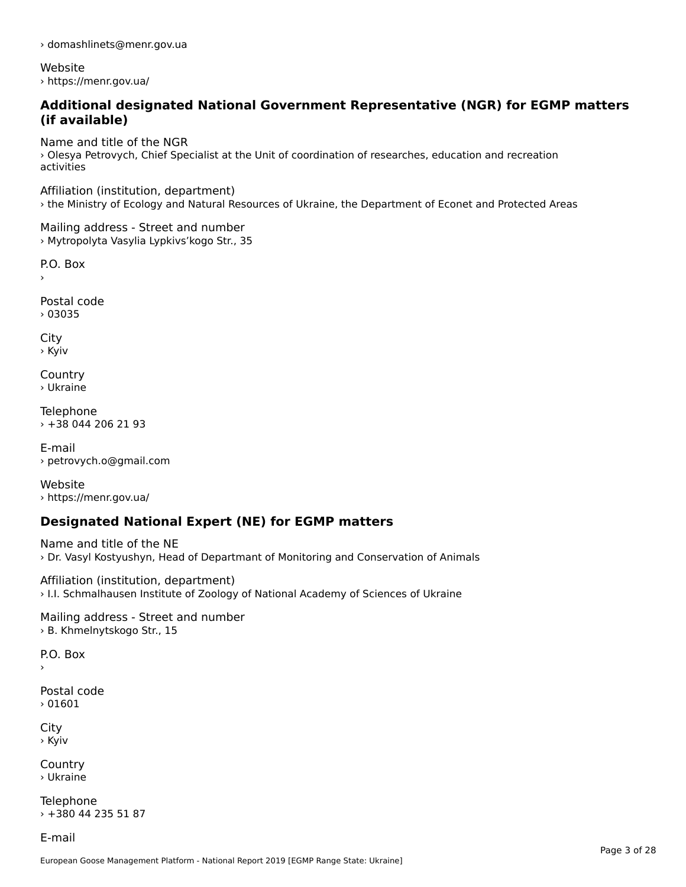› domashlinets@menr.gov.ua

Website
› https://menr.gov.ua/

## Additional designated National Government Representative (NGR) for EGMP matters (if available)

Name and title of the NGR
› Olesya Petrovych, Chief Specialist at the Unit of coordination of researches, education and recreation activities

Affiliation (institution, department)
› the Ministry of Ecology and Natural Resources of Ukraine, the Department of Econet and Protected Areas

Mailing address - Street and number
› Mytropolyta Vasylia Lypkivs'kogo Str., 35

P.O. Box
›

Postal code
› 03035

City
› Kyiv

Country
› Ukraine

Telephone
› +38 044 206 21 93

E-mail
› petrovych.o@gmail.com

Website
› https://menr.gov.ua/

## Designated National Expert (NE) for EGMP matters

Name and title of the NE
› Dr. Vasyl Kostyushyn, Head of Departmant of Monitoring and Conservation of Animals

Affiliation (institution, department)
› I.I. Schmalhausen Institute of Zoology of National Academy of Sciences of Ukraine

Mailing address - Street and number
› B. Khmelnytskogo Str., 15

P.O. Box
›

Postal code
› 01601

City
› Kyiv

Country
› Ukraine

Telephone
› +380 44 235 51 87

E-mail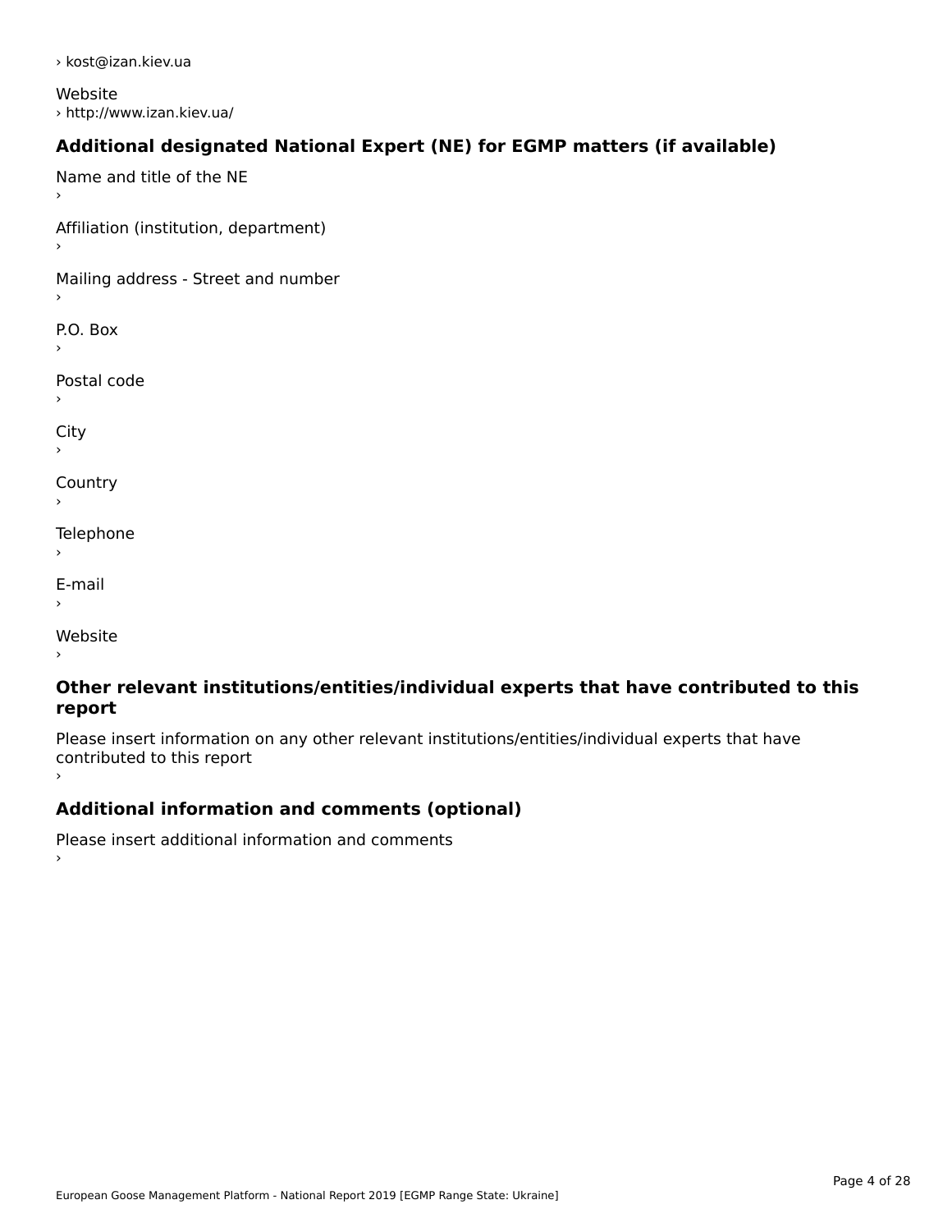› kost@izan.kiev.ua

Website

› http://www.izan.kiev.ua/

## Additional designated National Expert (NE) for EGMP matters (if available)

Name and title of the NE

›

Affiliation (institution, department)

›

Mailing address - Street and number

›

P.O. Box

›

Postal code

›

City

›

Country

›

Telephone

›

E-mail

›

Website

›

## Other relevant institutions/entities/individual experts that have contributed to this report

Please insert information on any other relevant institutions/entities/individual experts that have contributed to this report

›

## Additional information and comments (optional)

Please insert additional information and comments

›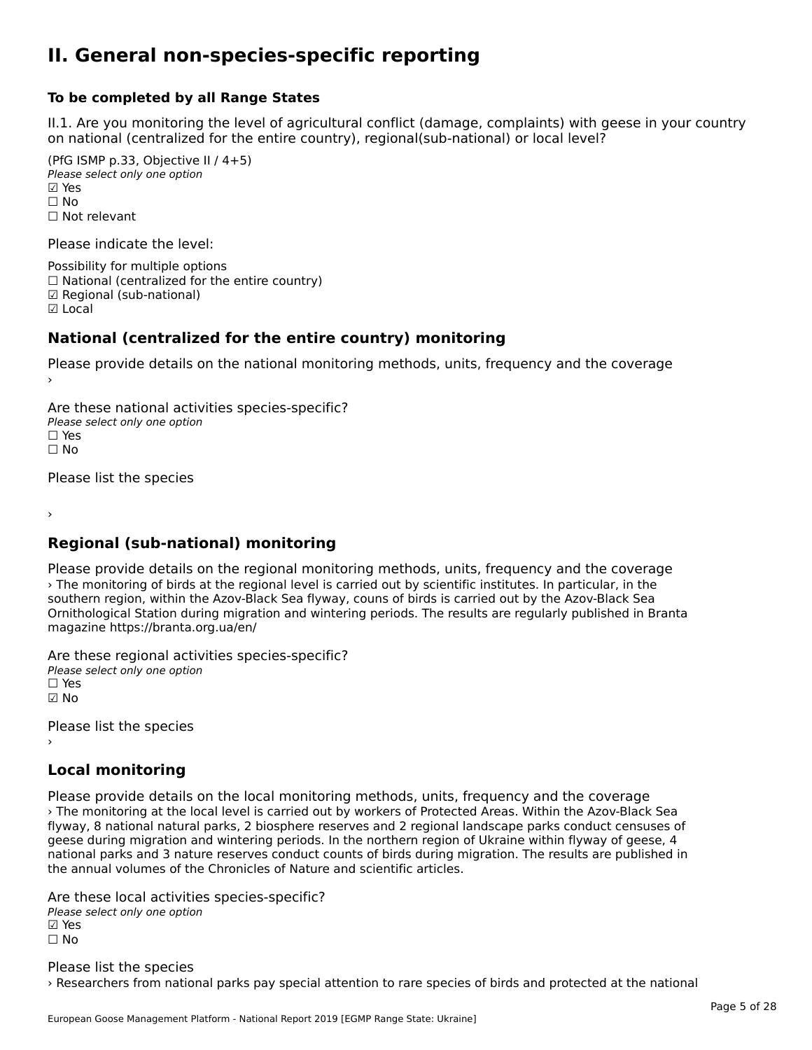# II. General non-species-specific reporting

### To be completed by all Range States

II.1. Are you monitoring the level of agricultural conflict (damage, complaints) with geese in your country on national (centralized for the entire country), regional(sub-national) or local level?

(PfG ISMP p.33, Objective II / 4+5)
*Please select only one option*
☑ Yes
☐ No
☐ Not relevant

Please indicate the level:

Possibility for multiple options
☐ National (centralized for the entire country)
☑ Regional (sub-national)
☑ Local

## National (centralized for the entire country) monitoring

Please provide details on the national monitoring methods, units, frequency and the coverage
›

Are these national activities species-specific?
*Please select only one option*
☐ Yes
☐ No

Please list the species

›

## Regional (sub-national) monitoring

Please provide details on the regional monitoring methods, units, frequency and the coverage
› The monitoring of birds at the regional level is carried out by scientific institutes. In particular, in the southern region, within the Azov-Black Sea flyway, couns of birds is carried out by the Azov-Black Sea Ornithological Station during migration and wintering periods. The results are regularly published in Branta magazine https://branta.org.ua/en/

Are these regional activities species-specific?
*Please select only one option*
☐ Yes
☑ No

Please list the species
›

## Local monitoring

Please provide details on the local monitoring methods, units, frequency and the coverage
› The monitoring at the local level is carried out by workers of Protected Areas. Within the Azov-Black Sea flyway, 8 national natural parks, 2 biosphere reserves and 2 regional landscape parks conduct censuses of geese during migration and wintering periods. In the northern region of Ukraine within flyway of geese, 4 national parks and 3 nature reserves conduct counts of birds during migration. The results are published in the annual volumes of the Chronicles of Nature and scientific articles.

Are these local activities species-specific?
*Please select only one option*
☑ Yes
☐ No

Please list the species
› Researchers from national parks pay special attention to rare species of birds and protected at the national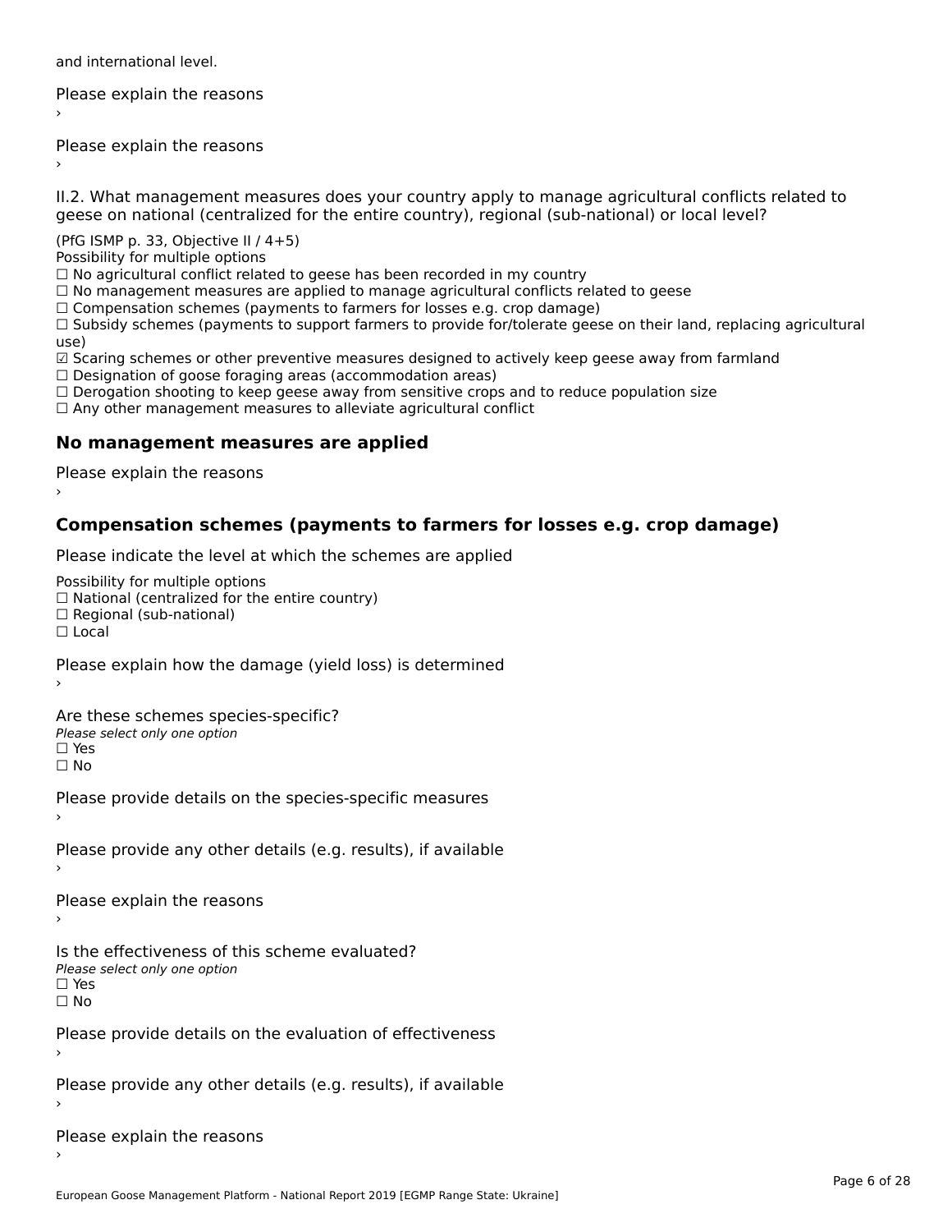and international level.

Please explain the reasons
›

Please explain the reasons
›

II.2. What management measures does your country apply to manage agricultural conflicts related to geese on national (centralized for the entire country), regional (sub-national) or local level?

(PfG ISMP p. 33, Objective II / 4+5)
Possibility for multiple options
☐ No agricultural conflict related to geese has been recorded in my country
☐ No management measures are applied to manage agricultural conflicts related to geese
☐ Compensation schemes (payments to farmers for losses e.g. crop damage)
☐ Subsidy schemes (payments to support farmers to provide for/tolerate geese on their land, replacing agricultural use)
☑ Scaring schemes or other preventive measures designed to actively keep geese away from farmland
☐ Designation of goose foraging areas (accommodation areas)
☐ Derogation shooting to keep geese away from sensitive crops and to reduce population size
☐ Any other management measures to alleviate agricultural conflict

## No management measures are applied

Please explain the reasons
›

## Compensation schemes (payments to farmers for losses e.g. crop damage)

Please indicate the level at which the schemes are applied

Possibility for multiple options
☐ National (centralized for the entire country)
☐ Regional (sub-national)
☐ Local

Please explain how the damage (yield loss) is determined
›

Are these schemes species-specific?
*Please select only one option*
☐ Yes
☐ No

Please provide details on the species-specific measures
›

Please provide any other details (e.g. results), if available
›

Please explain the reasons
›

Is the effectiveness of this scheme evaluated?
*Please select only one option*
☐ Yes
☐ No

Please provide details on the evaluation of effectiveness
›

Please provide any other details (e.g. results), if available
›

Please explain the reasons
›

European Goose Management Platform - National Report 2019 [EGMP Range State: Ukraine]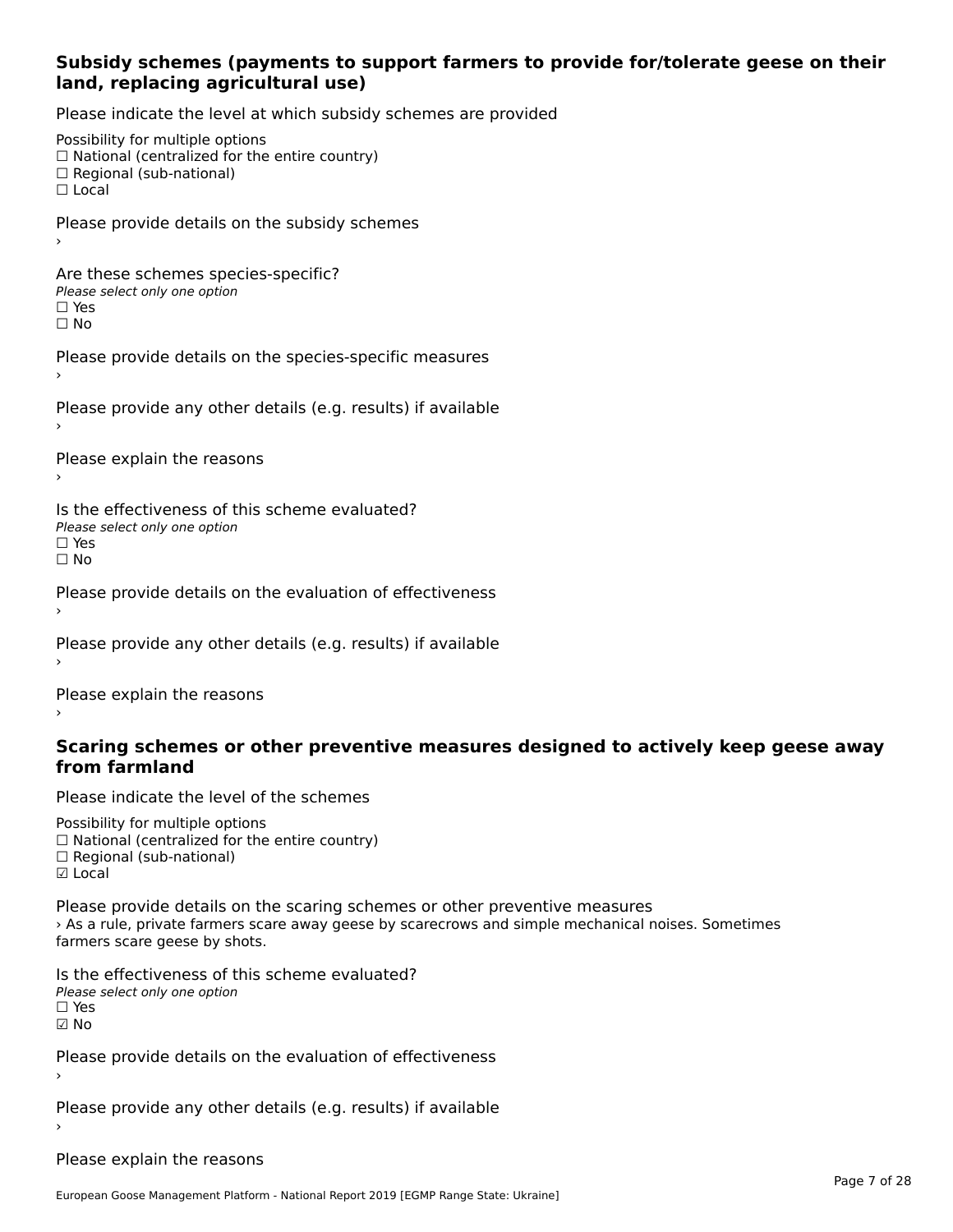### Subsidy schemes (payments to support farmers to provide for/tolerate geese on their land, replacing agricultural use)

Please indicate the level at which subsidy schemes are provided

Possibility for multiple options
☐ National (centralized for the entire country)
☐ Regional (sub-national)
☐ Local

Please provide details on the subsidy schemes
›

Are these schemes species-specific?
*Please select only one option*
☐ Yes
☐ No

Please provide details on the species-specific measures
›

Please provide any other details (e.g. results) if available
›

Please explain the reasons
›

Is the effectiveness of this scheme evaluated?
*Please select only one option*
☐ Yes
☐ No

Please provide details on the evaluation of effectiveness
›

Please provide any other details (e.g. results) if available
›

Please explain the reasons
›

### Scaring schemes or other preventive measures designed to actively keep geese away from farmland

Please indicate the level of the schemes

Possibility for multiple options
☐ National (centralized for the entire country)
☐ Regional (sub-national)
☑ Local

Please provide details on the scaring schemes or other preventive measures
› As a rule, private farmers scare away geese by scarecrows and simple mechanical noises. Sometimes farmers scare geese by shots.

Is the effectiveness of this scheme evaluated?
*Please select only one option*
☐ Yes
☑ No

Please provide details on the evaluation of effectiveness
›

Please provide any other details (e.g. results) if available
›

Please explain the reasons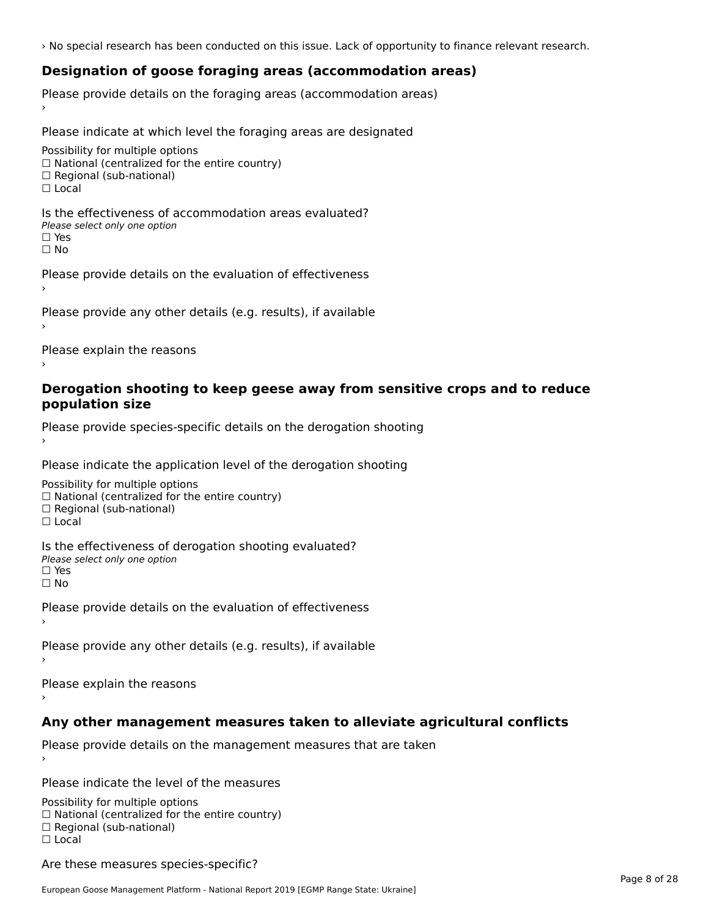› No special research has been conducted on this issue. Lack of opportunity to finance relevant research.

## Designation of goose foraging areas (accommodation areas)

Please provide details on the foraging areas (accommodation areas)

›

Please indicate at which level the foraging areas are designated

Possibility for multiple options

☐ National (centralized for the entire country)

☐ Regional (sub-national)

☐ Local

Is the effectiveness of accommodation areas evaluated?

*Please select only one option*

☐ Yes

☐ No

Please provide details on the evaluation of effectiveness

›

Please provide any other details (e.g. results), if available

›

Please explain the reasons

›

## Derogation shooting to keep geese away from sensitive crops and to reduce population size

Please provide species-specific details on the derogation shooting

›

Please indicate the application level of the derogation shooting

Possibility for multiple options

☐ National (centralized for the entire country)

☐ Regional (sub-national)

☐ Local

Is the effectiveness of derogation shooting evaluated?

*Please select only one option*

☐ Yes

☐ No

Please provide details on the evaluation of effectiveness

›

Please provide any other details (e.g. results), if available

›

Please explain the reasons

›

## Any other management measures taken to alleviate agricultural conflicts

Please provide details on the management measures that are taken

›

Please indicate the level of the measures

Possibility for multiple options

☐ National (centralized for the entire country)

☐ Regional (sub-national)

☐ Local

Are these measures species-specific?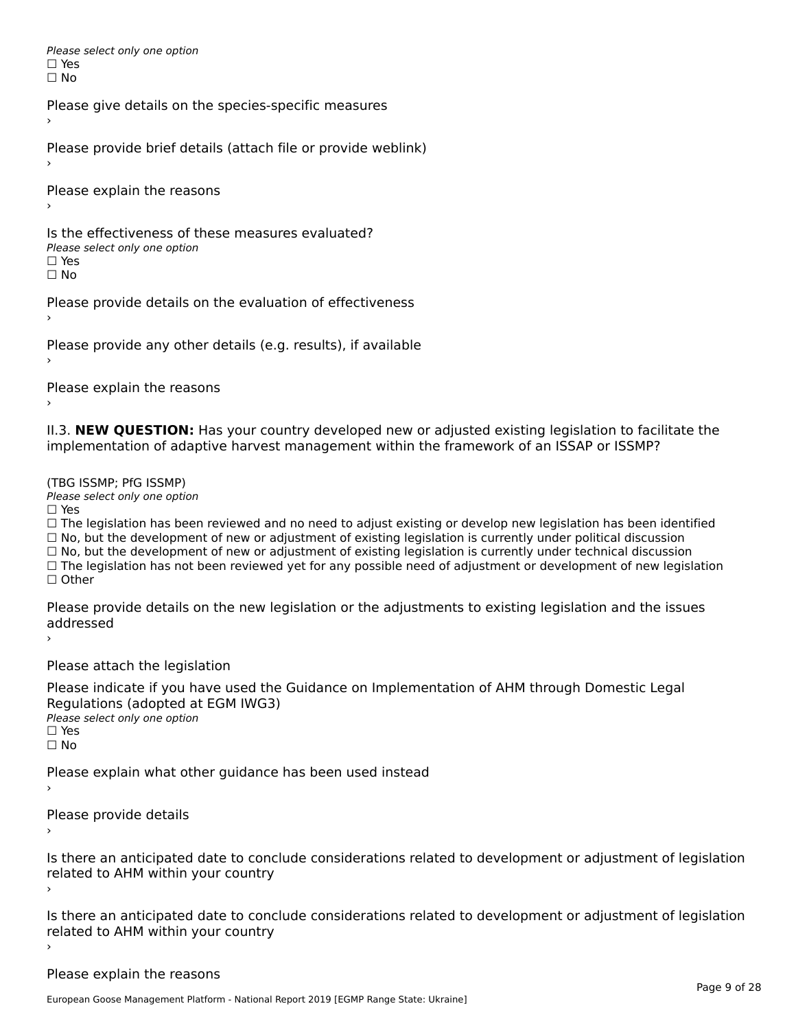*Please select only one option*
☐ Yes
☐ No

Please give details on the species-specific measures
›

Please provide brief details (attach file or provide weblink)
›

Please explain the reasons
›

Is the effectiveness of these measures evaluated?
*Please select only one option*
☐ Yes
☐ No

Please provide details on the evaluation of effectiveness
›

Please provide any other details (e.g. results), if available
›

Please explain the reasons
›

II.3. **NEW QUESTION:** Has your country developed new or adjusted existing legislation to facilitate the implementation of adaptive harvest management within the framework of an ISSAP or ISSMP?

(TBG ISSMP; PfG ISSMP)
*Please select only one option*
☐ Yes
☐ The legislation has been reviewed and no need to adjust existing or develop new legislation has been identified
☐ No, but the development of new or adjustment of existing legislation is currently under political discussion
☐ No, but the development of new or adjustment of existing legislation is currently under technical discussion
☐ The legislation has not been reviewed yet for any possible need of adjustment or development of new legislation
☐ Other

Please provide details on the new legislation or the adjustments to existing legislation and the issues addressed
›

Please attach the legislation

Please indicate if you have used the Guidance on Implementation of AHM through Domestic Legal Regulations (adopted at EGM IWG3)
*Please select only one option*
☐ Yes
☐ No

Please explain what other guidance has been used instead
›

Please provide details
›

Is there an anticipated date to conclude considerations related to development or adjustment of legislation related to AHM within your country
›

Is there an anticipated date to conclude considerations related to development or adjustment of legislation related to AHM within your country
›

Please explain the reasons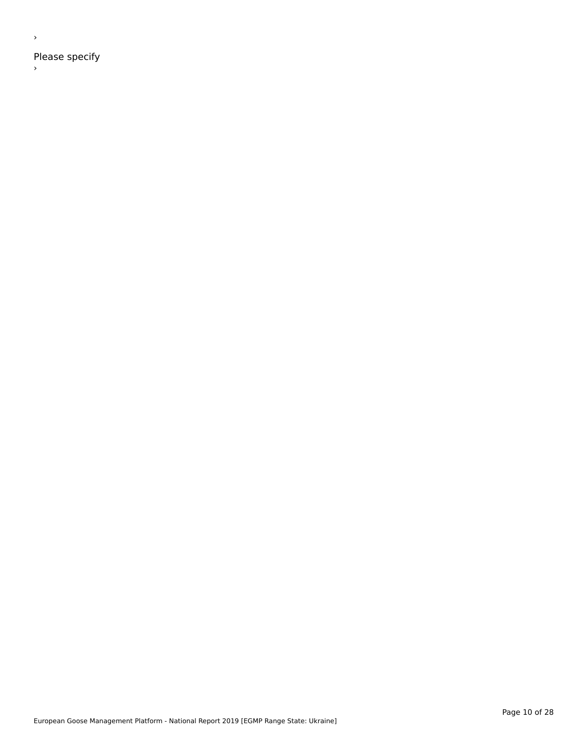›

Please specify

›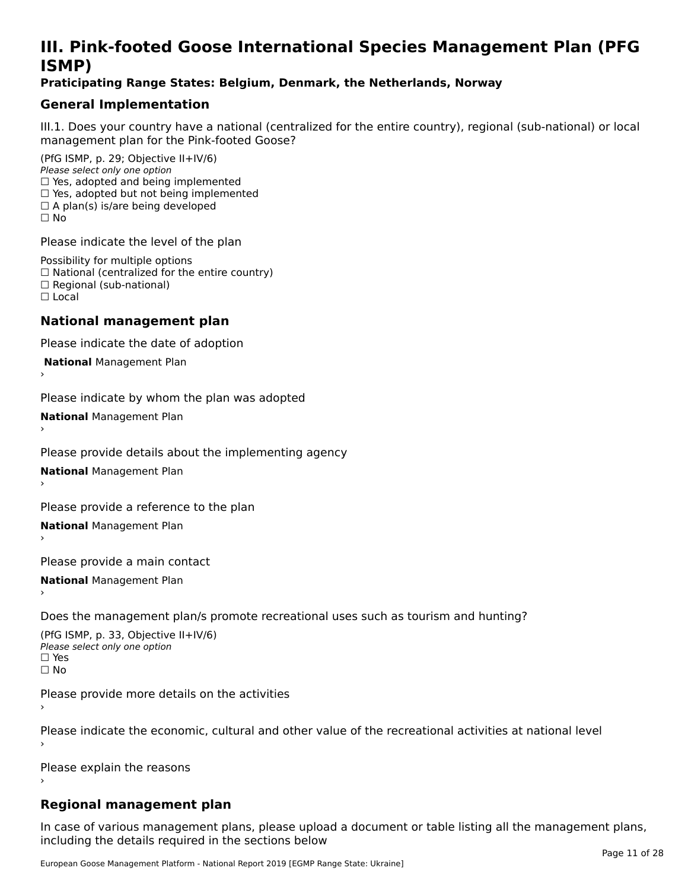# III. Pink-footed Goose International Species Management Plan (PFG ISMP)

**Praticipating Range States: Belgium, Denmark, the Netherlands, Norway**

## General Implementation

III.1. Does your country have a national (centralized for the entire country), regional (sub-national) or local management plan for the Pink-footed Goose?

(PfG ISMP, p. 29; Objective II+IV/6)
*Please select only one option*
☐ Yes, adopted and being implemented
☐ Yes, adopted but not being implemented
☐ A plan(s) is/are being developed
☐ No

Please indicate the level of the plan

Possibility for multiple options
☐ National (centralized for the entire country)
☐ Regional (sub-national)
☐ Local

## National management plan

Please indicate the date of adoption

**National** Management Plan
›

Please indicate by whom the plan was adopted

**National** Management Plan
›

Please provide details about the implementing agency

**National** Management Plan
›

Please provide a reference to the plan

**National** Management Plan
›

Please provide a main contact

**National** Management Plan
›

Does the management plan/s promote recreational uses such as tourism and hunting?

(PfG ISMP, p. 33, Objective II+IV/6)
*Please select only one option*
☐ Yes
☐ No

Please provide more details on the activities
›

Please indicate the economic, cultural and other value of the recreational activities at national level
›

Please explain the reasons
›

## Regional management plan

In case of various management plans, please upload a document or table listing all the management plans, including the details required in the sections below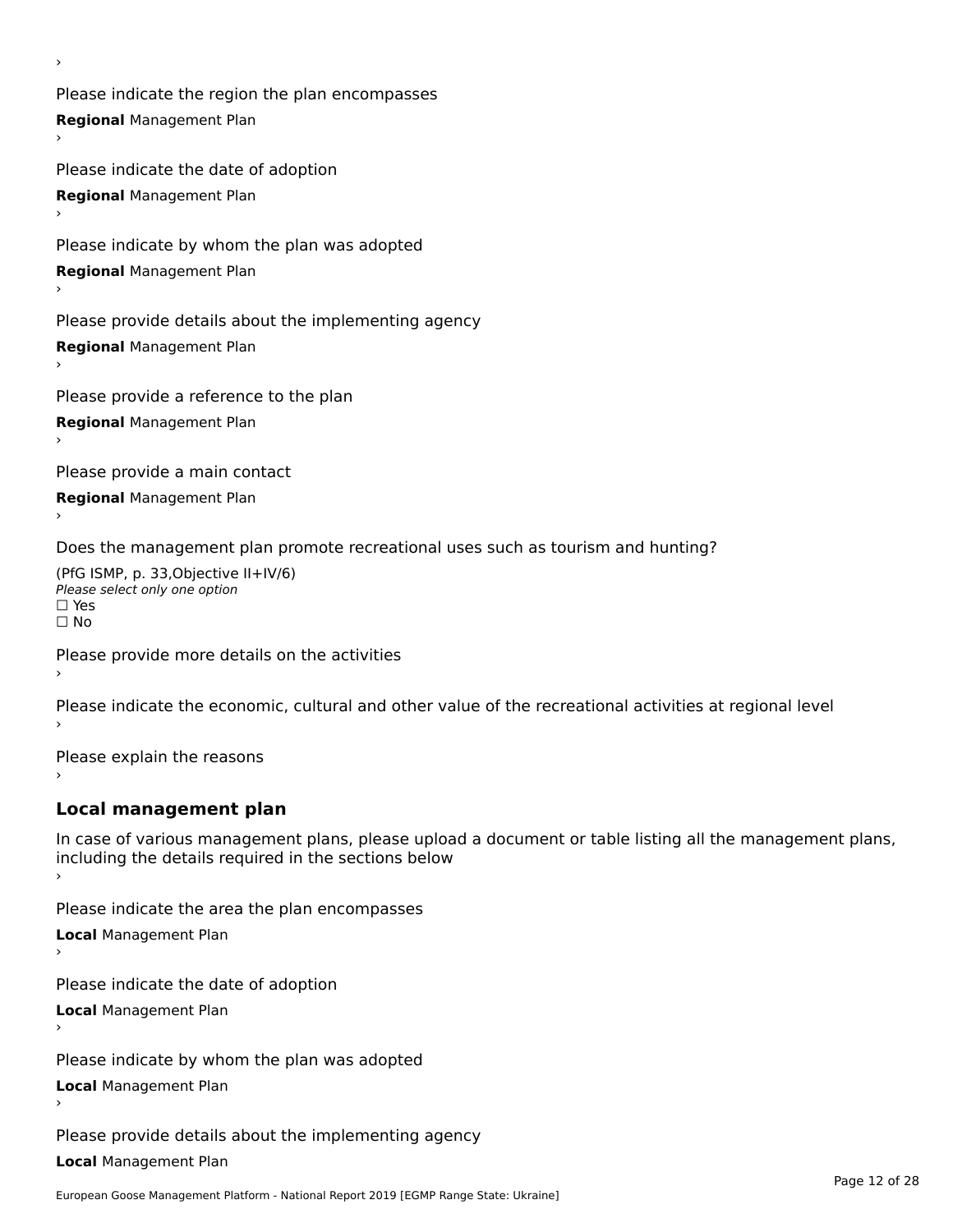›

Please indicate the region the plan encompasses

**Regional** Management Plan

›

Please indicate the date of adoption

**Regional** Management Plan

›

Please indicate by whom the plan was adopted

**Regional** Management Plan

›

Please provide details about the implementing agency

**Regional** Management Plan

›

Please provide a reference to the plan

**Regional** Management Plan

›

Please provide a main contact

**Regional** Management Plan

›

Does the management plan promote recreational uses such as tourism and hunting?

(PfG ISMP, p. 33,Objective II+IV/6)

*Please select only one option*

☐ Yes

☐ No

Please provide more details on the activities

›

Please indicate the economic, cultural and other value of the recreational activities at regional level

›

Please explain the reasons

›

## Local management plan

In case of various management plans, please upload a document or table listing all the management plans, including the details required in the sections below

›

Please indicate the area the plan encompasses

**Local** Management Plan

›

Please indicate the date of adoption

**Local** Management Plan

›

Please indicate by whom the plan was adopted

**Local** Management Plan

›

Please provide details about the implementing agency

**Local** Management Plan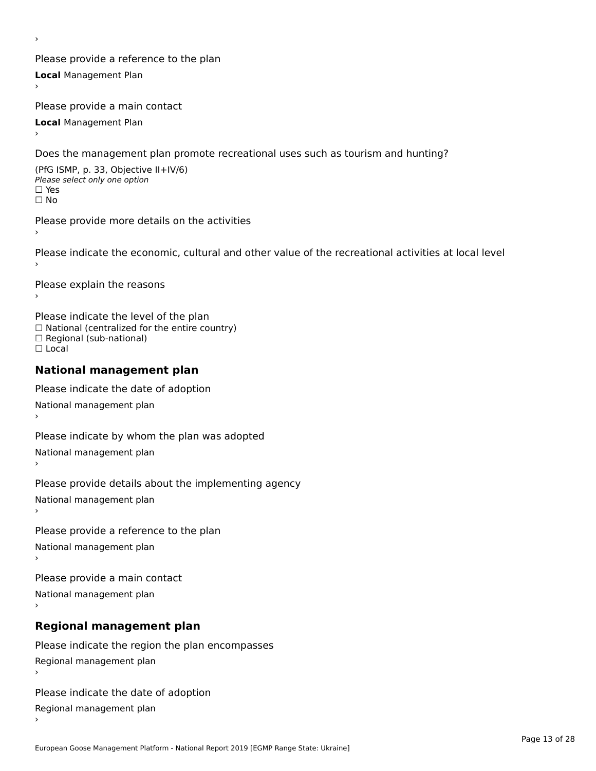›

Please provide a reference to the plan

**Local** Management Plan

›

Please provide a main contact

**Local** Management Plan

›

Does the management plan promote recreational uses such as tourism and hunting?

(PfG ISMP, p. 33, Objective II+IV/6)

*Please select only one option*

☐ Yes

☐ No

Please provide more details on the activities

›

Please indicate the economic, cultural and other value of the recreational activities at local level

›

Please explain the reasons

›

Please indicate the level of the plan

☐ National (centralized for the entire country)

☐ Regional (sub-national)

☐ Local

## National management plan

Please indicate the date of adoption

National management plan

›

Please indicate by whom the plan was adopted

National management plan

›

Please provide details about the implementing agency

National management plan

›

Please provide a reference to the plan

National management plan

›

Please provide a main contact

National management plan

›

## Regional management plan

Please indicate the region the plan encompasses

Regional management plan

›

Please indicate the date of adoption

Regional management plan

›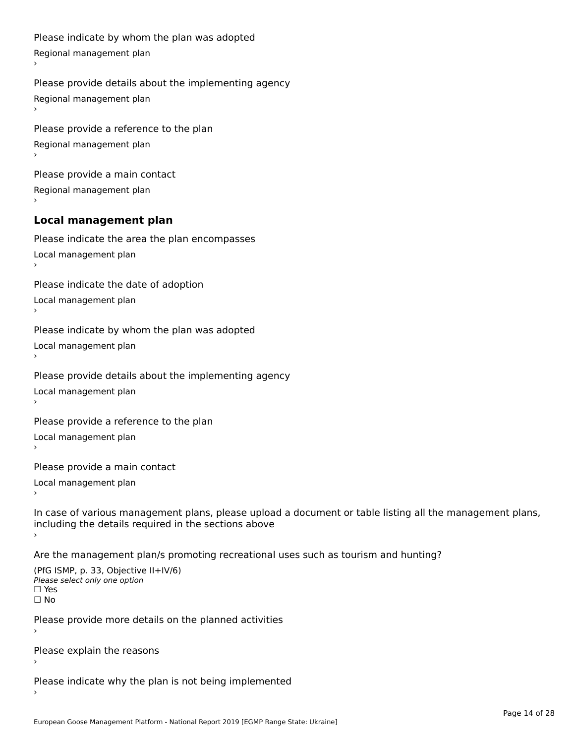Please indicate by whom the plan was adopted

Regional management plan

›

Please provide details about the implementing agency

Regional management plan

›

Please provide a reference to the plan

Regional management plan

›

Please provide a main contact

Regional management plan

›

## Local management plan

Please indicate the area the plan encompasses

Local management plan

›

Please indicate the date of adoption

Local management plan

›

Please indicate by whom the plan was adopted

Local management plan

›

Please provide details about the implementing agency

Local management plan

›

Please provide a reference to the plan

Local management plan

›

Please provide a main contact

Local management plan

›

In case of various management plans, please upload a document or table listing all the management plans, including the details required in the sections above

›

Are the management plan/s promoting recreational uses such as tourism and hunting?

(PfG ISMP, p. 33, Objective II+IV/6)

*Please select only one option*

☐ Yes

☐ No

Please provide more details on the planned activities

›

Please explain the reasons

›

Please indicate why the plan is not being implemented

›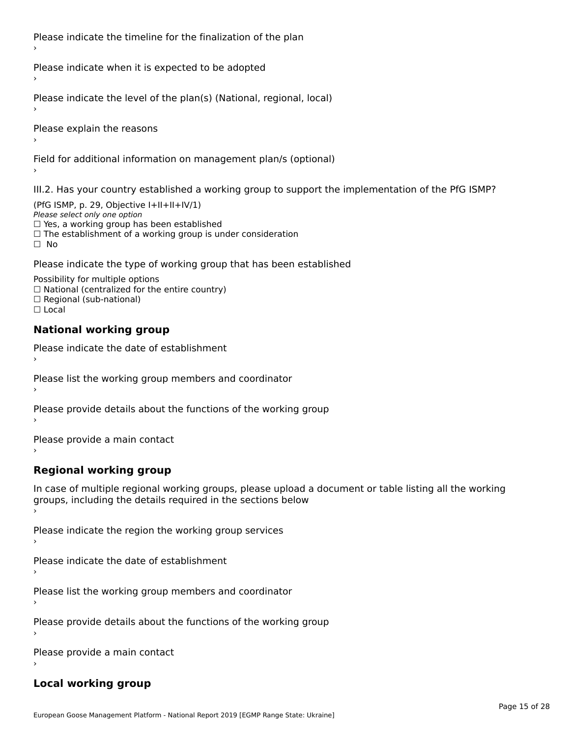Please indicate the timeline for the finalization of the plan

›

Please indicate when it is expected to be adopted

›

Please indicate the level of the plan(s) (National, regional, local)

›

Please explain the reasons

›

Field for additional information on management plan/s (optional)

›

III.2. Has your country established a working group to support the implementation of the PfG ISMP?

(PfG ISMP, p. 29, Objective I+II+II+IV/1)

*Please select only one option*

☐ Yes, a working group has been established

☐ The establishment of a working group is under consideration

☐ No

Please indicate the type of working group that has been established

Possibility for multiple options

☐ National (centralized for the entire country)

☐ Regional (sub-national)

☐ Local

## National working group

Please indicate the date of establishment

›

Please list the working group members and coordinator

›

Please provide details about the functions of the working group

›

Please provide a main contact

›

## Regional working group

In case of multiple regional working groups, please upload a document or table listing all the working groups, including the details required in the sections below

›

Please indicate the region the working group services

›

Please indicate the date of establishment

›

Please list the working group members and coordinator

›

Please provide details about the functions of the working group

›

Please provide a main contact

›

## Local working group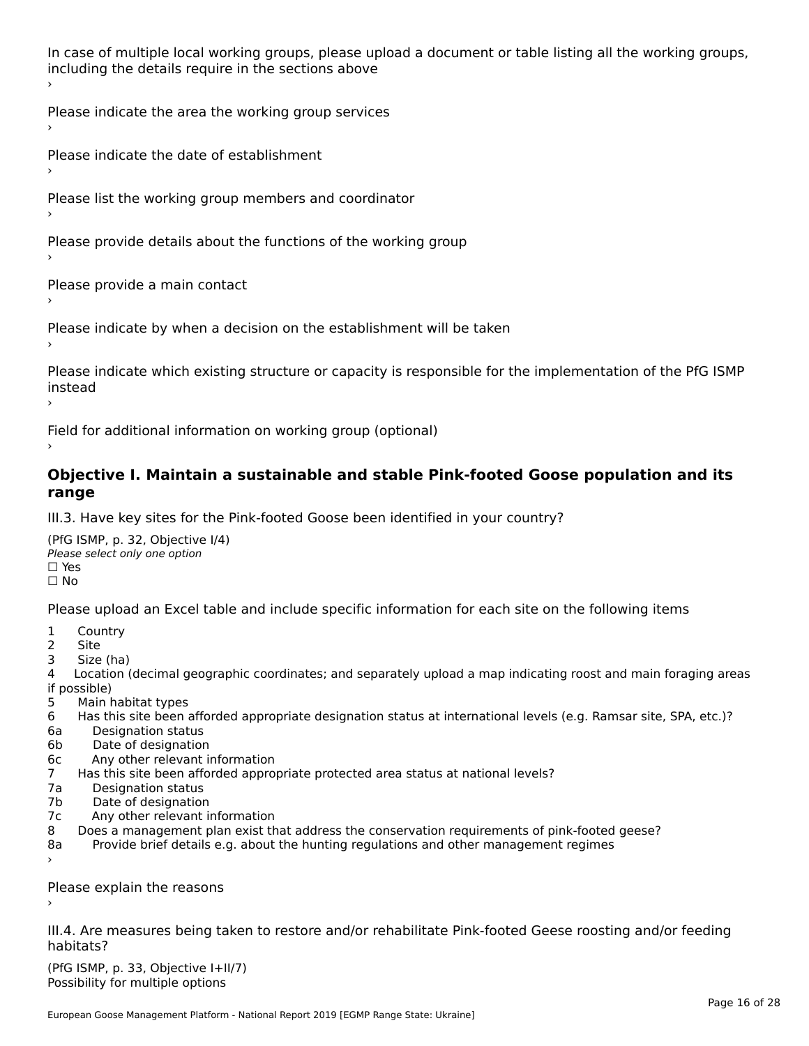In case of multiple local working groups, please upload a document or table listing all the working groups, including the details require in the sections above
›

Please indicate the area the working group services
›

Please indicate the date of establishment
›

Please list the working group members and coordinator
›

Please provide details about the functions of the working group
›

Please provide a main contact
›

Please indicate by when a decision on the establishment will be taken
›

Please indicate which existing structure or capacity is responsible for the implementation of the PfG ISMP instead
›

Field for additional information on working group (optional)
›

## Objective I. Maintain a sustainable and stable Pink-footed Goose population and its range

III.3. Have key sites for the Pink-footed Goose been identified in your country?

(PfG ISMP, p. 32, Objective I/4)
*Please select only one option*
☐ Yes
☐ No

Please upload an Excel table and include specific information for each site on the following items

1 Country
2 Site
3 Size (ha)
4 Location (decimal geographic coordinates; and separately upload a map indicating roost and main foraging areas if possible)
5 Main habitat types
6 Has this site been afforded appropriate designation status at international levels (e.g. Ramsar site, SPA, etc.)?
6a Designation status
6b Date of designation
6c Any other relevant information
7 Has this site been afforded appropriate protected area status at national levels?
7a Designation status
7b Date of designation
7c Any other relevant information
8 Does a management plan exist that address the conservation requirements of pink-footed geese?
8a Provide brief details e.g. about the hunting regulations and other management regimes
›

Please explain the reasons
›

III.4. Are measures being taken to restore and/or rehabilitate Pink-footed Geese roosting and/or feeding habitats?

(PfG ISMP, p. 33, Objective I+II/7)
Possibility for multiple options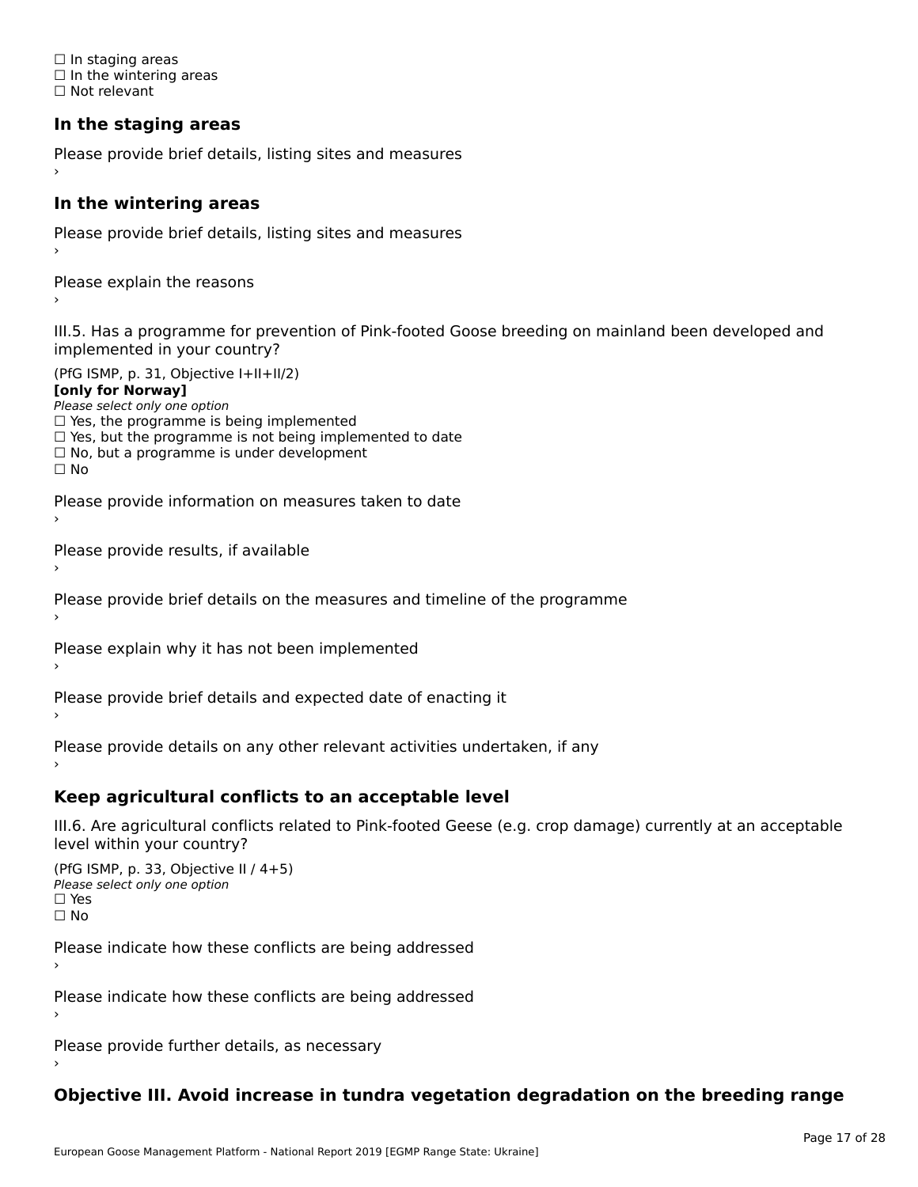☐ In staging areas
☐ In the wintering areas
☐ Not relevant

### In the staging areas

Please provide brief details, listing sites and measures
›

### In the wintering areas

Please provide brief details, listing sites and measures
›

Please explain the reasons
›

III.5. Has a programme for prevention of Pink-footed Goose breeding on mainland been developed and implemented in your country?

(PfG ISMP, p. 31, Objective I+II+II/2)
**[only for Norway]**
*Please select only one option*
☐ Yes, the programme is being implemented
☐ Yes, but the programme is not being implemented to date
☐ No, but a programme is under development
☐ No

Please provide information on measures taken to date
›

Please provide results, if available
›

Please provide brief details on the measures and timeline of the programme
›

Please explain why it has not been implemented
›

Please provide brief details and expected date of enacting it
›

Please provide details on any other relevant activities undertaken, if any
›

### Keep agricultural conflicts to an acceptable level

III.6. Are agricultural conflicts related to Pink-footed Geese (e.g. crop damage) currently at an acceptable level within your country?

(PfG ISMP, p. 33, Objective II / 4+5)
*Please select only one option*
☐ Yes
☐ No

Please indicate how these conflicts are being addressed
›

Please indicate how these conflicts are being addressed
›

Please provide further details, as necessary
›

### Objective III. Avoid increase in tundra vegetation degradation on the breeding range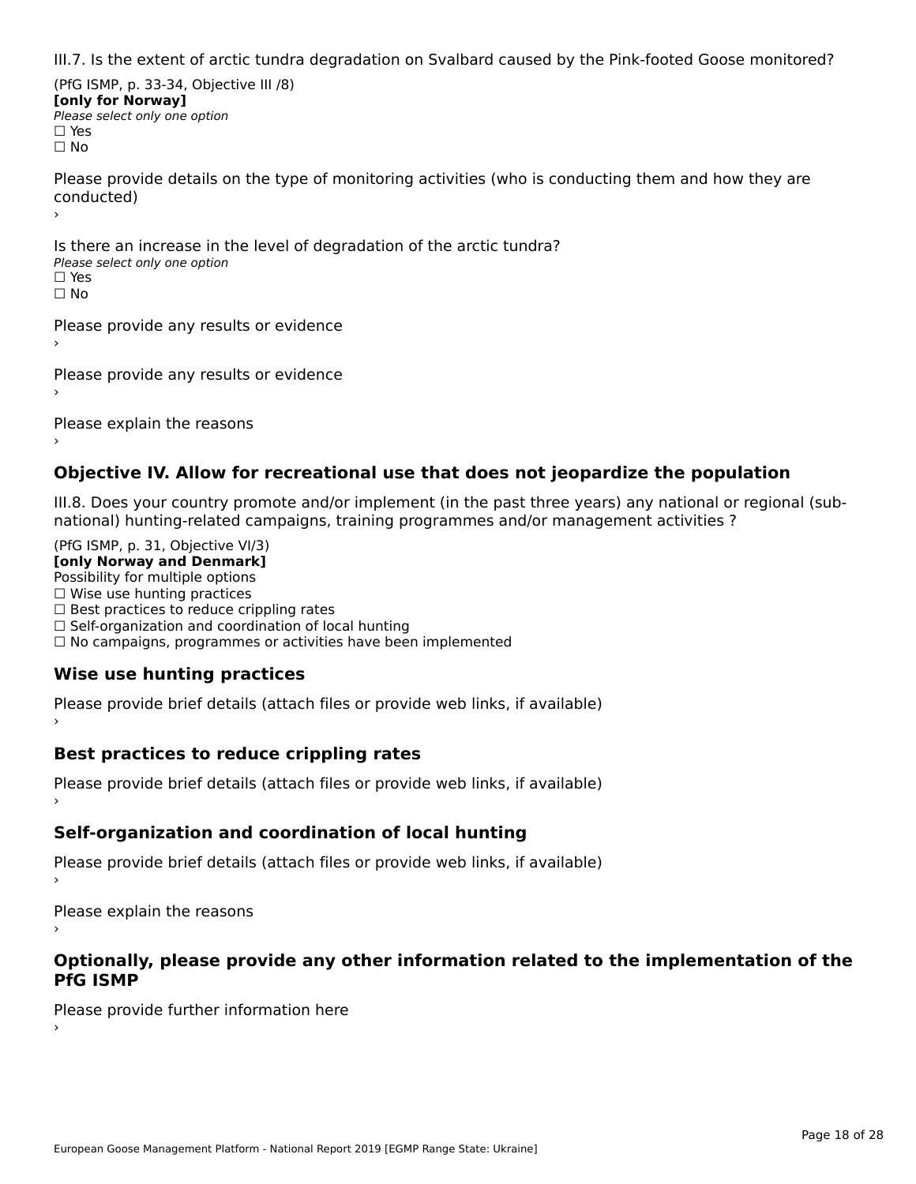III.7. Is the extent of arctic tundra degradation on Svalbard caused by the Pink-footed Goose monitored?

(PfG ISMP, p. 33-34, Objective III /8)
**[only for Norway]**
*Please select only one option*
☐ Yes
☐ No

Please provide details on the type of monitoring activities (who is conducting them and how they are conducted)
›

Is there an increase in the level of degradation of the arctic tundra?
*Please select only one option*
☐ Yes
☐ No

Please provide any results or evidence
›

Please provide any results or evidence
›

Please explain the reasons
›

## Objective IV. Allow for recreational use that does not jeopardize the population

III.8. Does your country promote and/or implement (in the past three years) any national or regional (sub-national) hunting-related campaigns, training programmes and/or management activities ?

(PfG ISMP, p. 31, Objective VI/3)
**[only Norway and Denmark]**
Possibility for multiple options
☐ Wise use hunting practices
☐ Best practices to reduce crippling rates
☐ Self-organization and coordination of local hunting
☐ No campaigns, programmes or activities have been implemented

### Wise use hunting practices

Please provide brief details (attach files or provide web links, if available)
›

### Best practices to reduce crippling rates

Please provide brief details (attach files or provide web links, if available)
›

### Self-organization and coordination of local hunting

Please provide brief details (attach files or provide web links, if available)
›

Please explain the reasons
›

### Optionally, please provide any other information related to the implementation of the PfG ISMP

Please provide further information here
›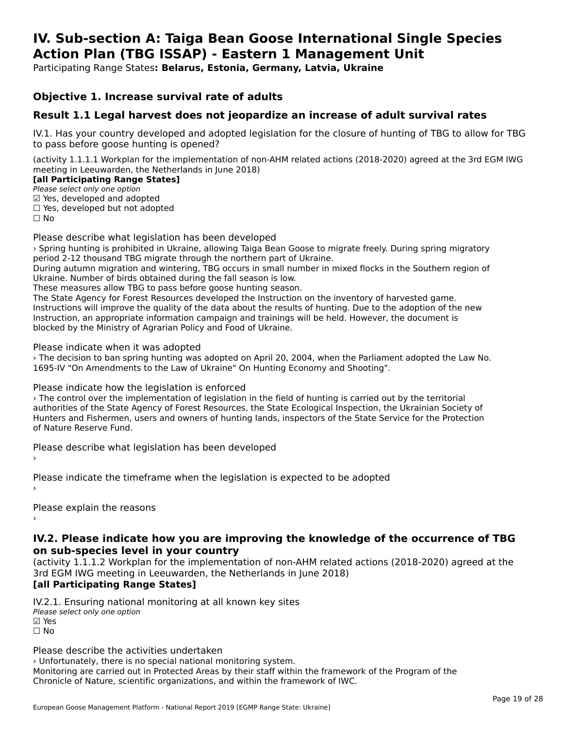# IV. Sub-section A: Taiga Bean Goose International Single Species Action Plan (TBG ISSAP) - Eastern 1 Management Unit

Participating Range States**: Belarus, Estonia, Germany, Latvia, Ukraine**

## Objective 1. Increase survival rate of adults

### Result 1.1 Legal harvest does not jeopardize an increase of adult survival rates

IV.1. Has your country developed and adopted legislation for the closure of hunting of TBG to allow for TBG to pass before goose hunting is opened?

(activity 1.1.1.1 Workplan for the implementation of non-AHM related actions (2018-2020) agreed at the 3rd EGM IWG meeting in Leeuwarden, the Netherlands in June 2018)

**[all Participating Range States]**

*Please select only one option*

☑ Yes, developed and adopted
☐ Yes, developed but not adopted
☐ No

Please describe what legislation has been developed

› Spring hunting is prohibited in Ukraine, allowing Taiga Bean Goose to migrate freely. During spring migratory period 2-12 thousand TBG migrate through the northern part of Ukraine.
During autumn migration and wintering, TBG occurs in small number in mixed flocks in the Southern region of Ukraine. Number of birds obtained during the fall season is low.
These measures allow TBG to pass before goose hunting season.
The State Agency for Forest Resources developed the Instruction on the inventory of harvested game. Instructions will improve the quality of the data about the results of hunting. Due to the adoption of the new Instruction, an appropriate information campaign and trainings will be held. However, the document is blocked by the Ministry of Agrarian Policy and Food of Ukraine.

Please indicate when it was adopted

› The decision to ban spring hunting was adopted on April 20, 2004, when the Parliament adopted the Law No. 1695-IV "On Amendments to the Law of Ukraine" On Hunting Economy and Shooting".

Please indicate how the legislation is enforced

› The control over the implementation of legislation in the field of hunting is carried out by the territorial authorities of the State Agency of Forest Resources, the State Ecological Inspection, the Ukrainian Society of Hunters and Fishermen, users and owners of hunting lands, inspectors of the State Service for the Protection of Nature Reserve Fund.

Please describe what legislation has been developed

›

Please indicate the timeframe when the legislation is expected to be adopted

›

Please explain the reasons

›

## IV.2. Please indicate how you are improving the knowledge of the occurrence of TBG on sub-species level in your country

(activity 1.1.1.2 Workplan for the implementation of non-AHM related actions (2018-2020) agreed at the 3rd EGM IWG meeting in Leeuwarden, the Netherlands in June 2018)

**[all Participating Range States]**

IV.2.1. Ensuring national monitoring at all known key sites

*Please select only one option*

☑ Yes
☐ No

Please describe the activities undertaken

› Unfortunately, there is no special national monitoring system.
Monitoring are carried out in Protected Areas by their staff within the framework of the Program of the Chronicle of Nature, scientific organizations, and within the framework of IWC.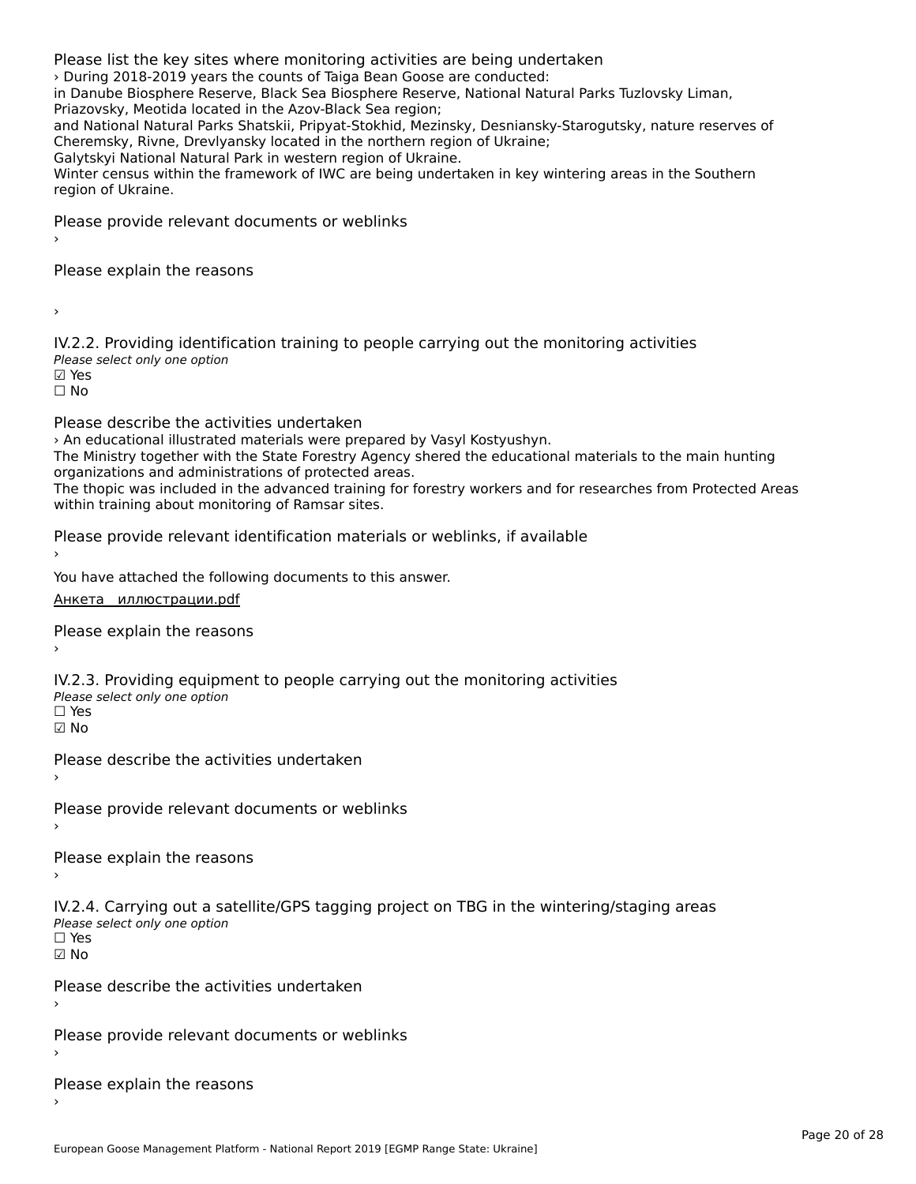Please list the key sites where monitoring activities are being undertaken

› During 2018-2019 years the counts of Taiga Bean Goose are conducted:
in Danube Biosphere Reserve, Black Sea Biosphere Reserve, National Natural Parks Tuzlovsky Liman, Priazovsky, Meotida located in the Azov-Black Sea region;
and National Natural Parks Shatskii, Pripyat-Stokhid, Mezinsky, Desniansky-Starogutsky, nature reserves of Cheremsky, Rivne, Drevlyansky located in the northern region of Ukraine;
Galytskyi National Natural Park in western region of Ukraine.
Winter census within the framework of IWC are being undertaken in key wintering areas in the Southern region of Ukraine.

Please provide relevant documents or weblinks

›

Please explain the reasons

›

IV.2.2. Providing identification training to people carrying out the monitoring activities

*Please select only one option*

☑ Yes

☐ No

Please describe the activities undertaken

› An educational illustrated materials were prepared by Vasyl Kostyushyn.
The Ministry together with the State Forestry Agency shered the educational materials to the main hunting organizations and administrations of protected areas.
The thopic was included in the advanced training for forestry workers and for researches from Protected Areas within training about monitoring of Ramsar sites.

Please provide relevant identification materials or weblinks, if available

›

You have attached the following documents to this answer.

Анкета_иллюстрации.pdf

Please explain the reasons

›

IV.2.3. Providing equipment to people carrying out the monitoring activities

*Please select only one option*

☐ Yes

☑ No

Please describe the activities undertaken

›

Please provide relevant documents or weblinks

›

Please explain the reasons

›

IV.2.4. Carrying out a satellite/GPS tagging project on TBG in the wintering/staging areas

*Please select only one option*

☐ Yes

☑ No

Please describe the activities undertaken

›

Please provide relevant documents or weblinks

›

Please explain the reasons

›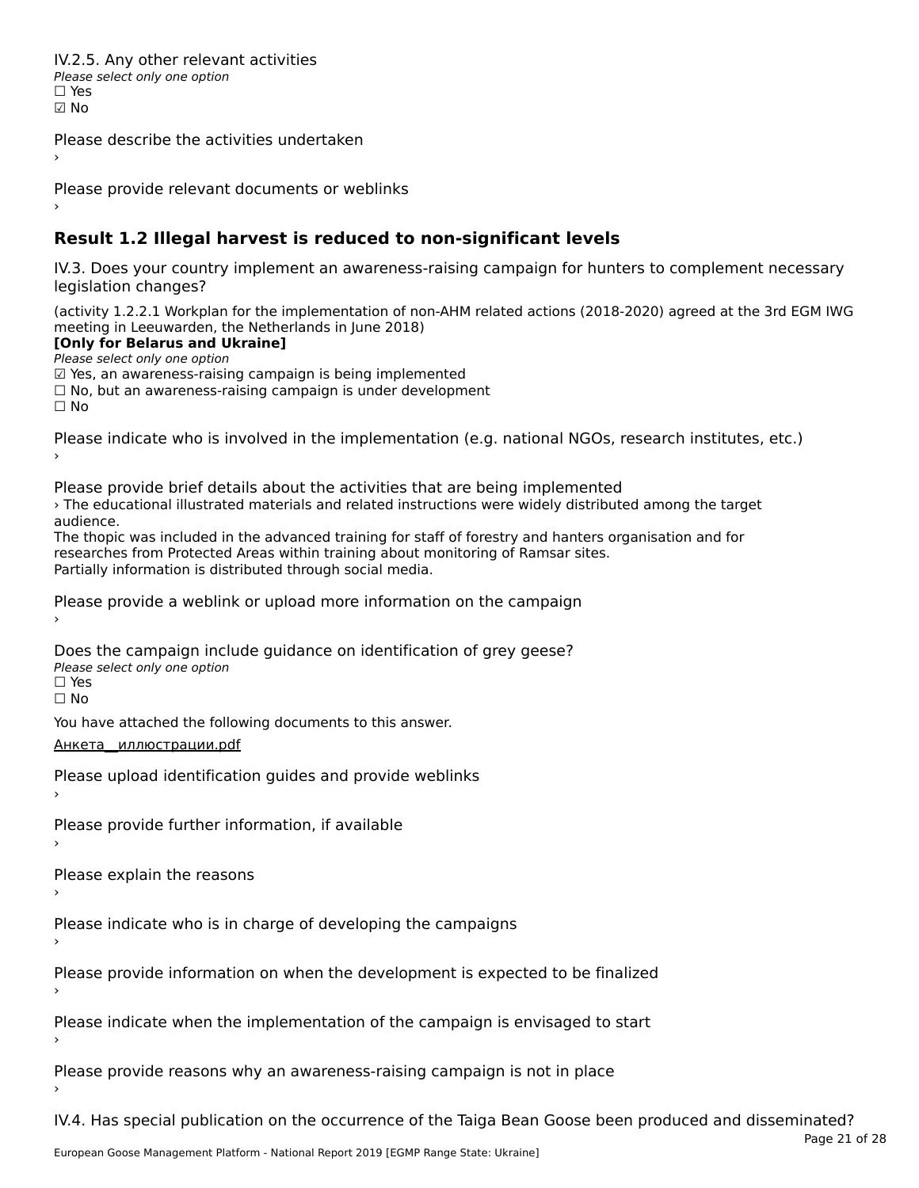IV.2.5. Any other relevant activities

*Please select only one option*

☐ Yes

☑ No

Please describe the activities undertaken

›

Please provide relevant documents or weblinks

›

## Result 1.2 Illegal harvest is reduced to non-significant levels

IV.3. Does your country implement an awareness-raising campaign for hunters to complement necessary legislation changes?

(activity 1.2.2.1 Workplan for the implementation of non-AHM related actions (2018-2020) agreed at the 3rd EGM IWG meeting in Leeuwarden, the Netherlands in June 2018)

**[Only for Belarus and Ukraine]**

*Please select only one option*

☑ Yes, an awareness-raising campaign is being implemented

☐ No, but an awareness-raising campaign is under development

☐ No

Please indicate who is involved in the implementation (e.g. national NGOs, research institutes, etc.)

›

Please provide brief details about the activities that are being implemented

› The educational illustrated materials and related instructions were widely distributed among the target audience.
The thopic was included in the advanced training for staff of forestry and hanters organisation and for researches from Protected Areas within training about monitoring of Ramsar sites.
Partially information is distributed through social media.

Please provide a weblink or upload more information on the campaign

›

Does the campaign include guidance on identification of grey geese?

*Please select only one option*

☐ Yes

☐ No

You have attached the following documents to this answer.

Анкета__иллюстрации.pdf

Please upload identification guides and provide weblinks

›

Please provide further information, if available

›

Please explain the reasons

›

Please indicate who is in charge of developing the campaigns

›

Please provide information on when the development is expected to be finalized

›

Please indicate when the implementation of the campaign is envisaged to start

›

Please provide reasons why an awareness-raising campaign is not in place

›

IV.4. Has special publication on the occurrence of the Taiga Bean Goose been produced and disseminated?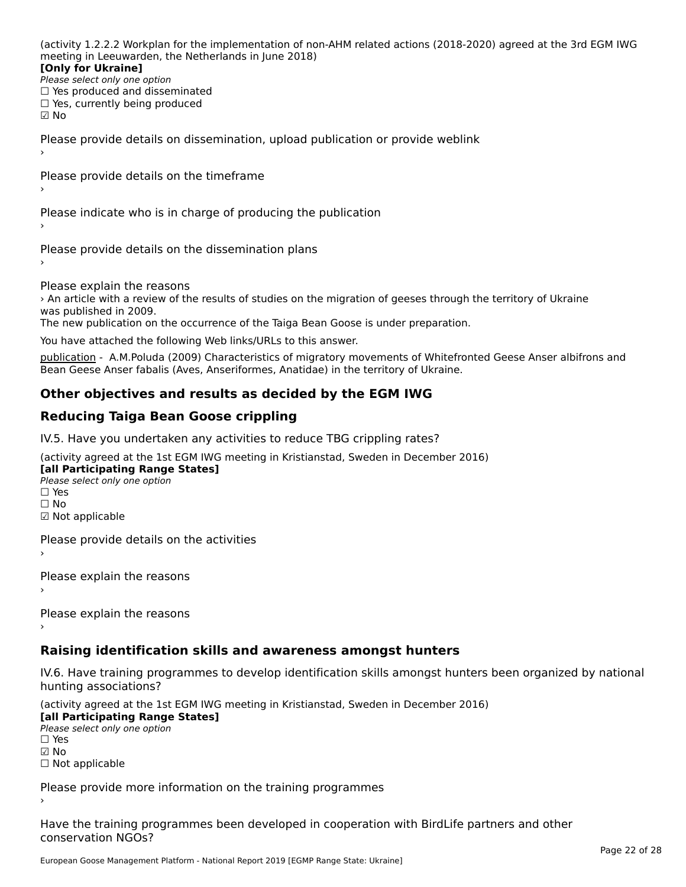(activity 1.2.2.2 Workplan for the implementation of non-AHM related actions (2018-2020) agreed at the 3rd EGM IWG meeting in Leeuwarden, the Netherlands in June 2018)
**[Only for Ukraine]**
*Please select only one option*
☐ Yes produced and disseminated
☐ Yes, currently being produced
☑ No

Please provide details on dissemination, upload publication or provide weblink
›

Please provide details on the timeframe
›

Please indicate who is in charge of producing the publication
›

Please provide details on the dissemination plans
›

Please explain the reasons
› An article with a review of the results of studies on the migration of geeses through the territory of Ukraine was published in 2009.
The new publication on the occurrence of the Taiga Bean Goose is under preparation.

You have attached the following Web links/URLs to this answer.

publication - A.M.Poluda (2009) Characteristics of migratory movements of Whitefronted Geese Anser albifrons and Bean Geese Anser fabalis (Aves, Anseriformes, Anatidae) in the territory of Ukraine.

## Other objectives and results as decided by the EGM IWG

## Reducing Taiga Bean Goose crippling

IV.5. Have you undertaken any activities to reduce TBG crippling rates?

(activity agreed at the 1st EGM IWG meeting in Kristianstad, Sweden in December 2016)
**[all Participating Range States]**
*Please select only one option*
☐ Yes
☐ No
☑ Not applicable

Please provide details on the activities
›

Please explain the reasons
›

Please explain the reasons
›

## Raising identification skills and awareness amongst hunters

IV.6. Have training programmes to develop identification skills amongst hunters been organized by national hunting associations?

(activity agreed at the 1st EGM IWG meeting in Kristianstad, Sweden in December 2016)
**[all Participating Range States]**
*Please select only one option*
☐ Yes
☑ No
☐ Not applicable

Please provide more information on the training programmes
›

Have the training programmes been developed in cooperation with BirdLife partners and other conservation NGOs?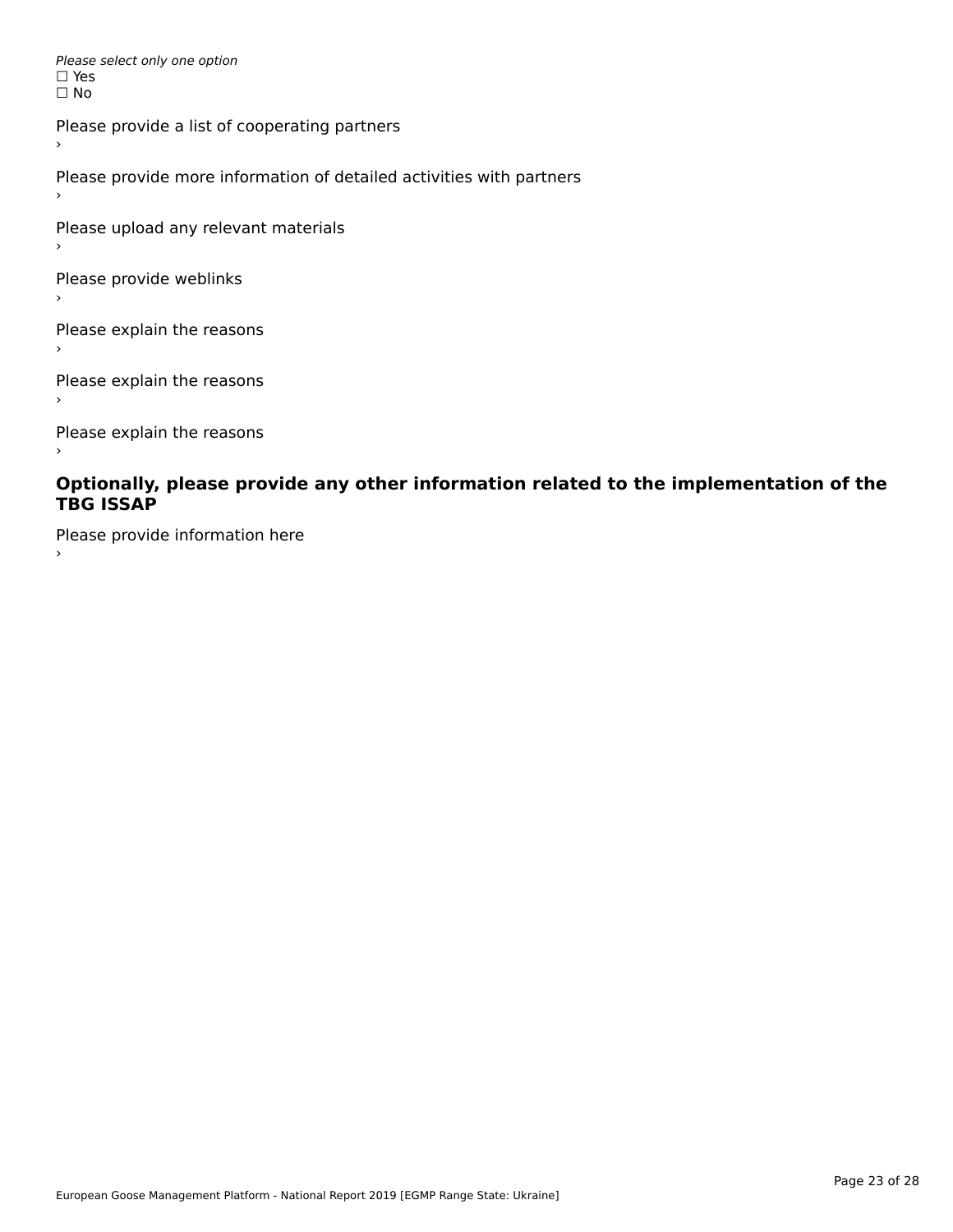*Please select only one option*
☐ Yes
☐ No

Please provide a list of cooperating partners
›

Please provide more information of detailed activities with partners
›

Please upload any relevant materials
›

Please provide weblinks
›

Please explain the reasons
›

Please explain the reasons
›

Please explain the reasons
›

## Optionally, please provide any other information related to the implementation of the TBG ISSAP

Please provide information here
›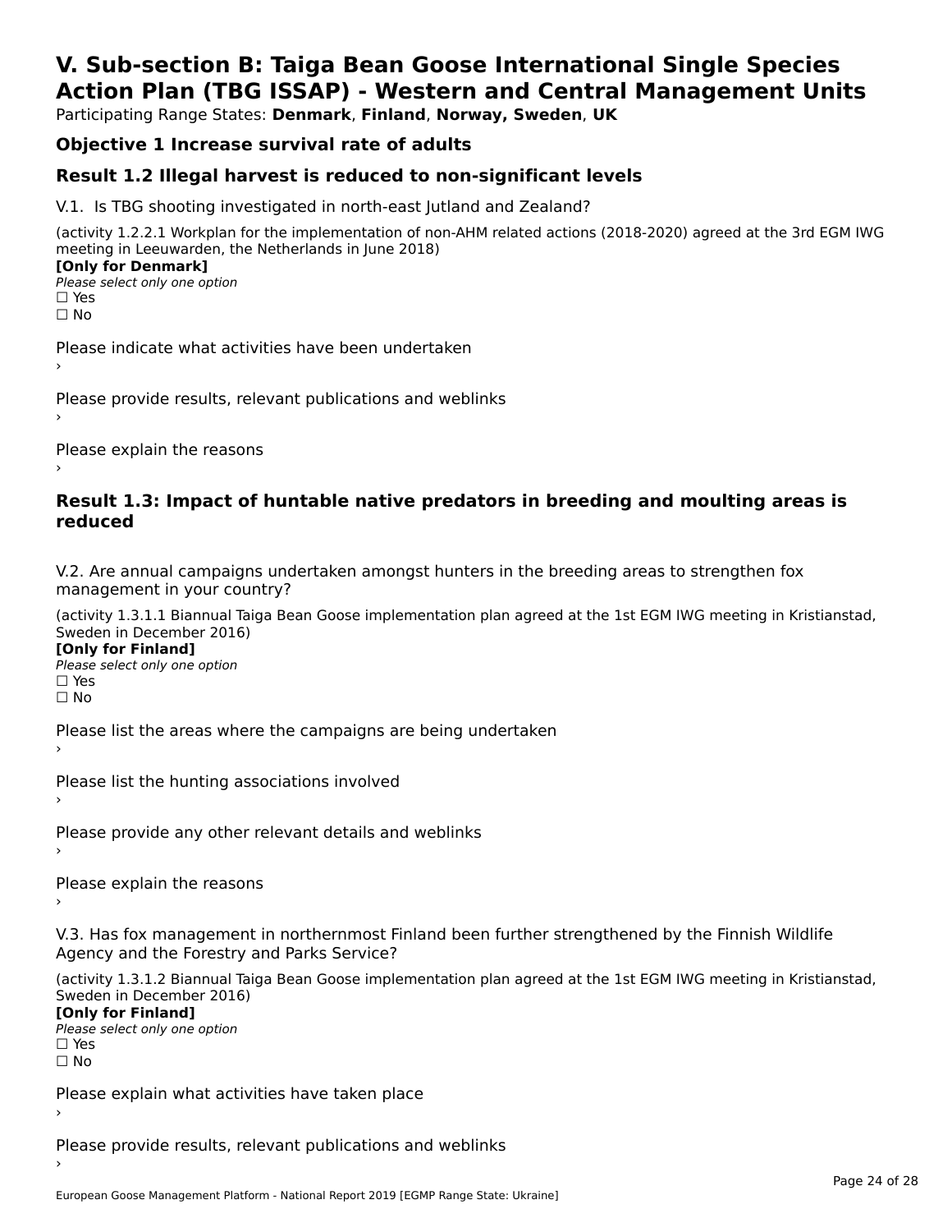# V. Sub-section B: Taiga Bean Goose International Single Species Action Plan (TBG ISSAP) - Western and Central Management Units

Participating Range States: **Denmark**, **Finland**, **Norway, Sweden**, **UK**

## Objective 1 Increase survival rate of adults

## Result 1.2 Illegal harvest is reduced to non-significant levels

V.1. Is TBG shooting investigated in north-east Jutland and Zealand?

(activity 1.2.2.1 Workplan for the implementation of non-AHM related actions (2018-2020) agreed at the 3rd EGM IWG meeting in Leeuwarden, the Netherlands in June 2018)

**[Only for Denmark]**

*Please select only one option*

☐ Yes

☐ No

Please indicate what activities have been undertaken

›

Please provide results, relevant publications and weblinks

›

Please explain the reasons

›

## Result 1.3: Impact of huntable native predators in breeding and moulting areas is reduced

V.2. Are annual campaigns undertaken amongst hunters in the breeding areas to strengthen fox management in your country?

(activity 1.3.1.1 Biannual Taiga Bean Goose implementation plan agreed at the 1st EGM IWG meeting in Kristianstad, Sweden in December 2016)

**[Only for Finland]**

*Please select only one option*

☐ Yes

☐ No

Please list the areas where the campaigns are being undertaken

›

Please list the hunting associations involved

›

Please provide any other relevant details and weblinks

›

Please explain the reasons

›

V.3. Has fox management in northernmost Finland been further strengthened by the Finnish Wildlife Agency and the Forestry and Parks Service?

(activity 1.3.1.2 Biannual Taiga Bean Goose implementation plan agreed at the 1st EGM IWG meeting in Kristianstad, Sweden in December 2016)

**[Only for Finland]**

*Please select only one option*

☐ Yes

☐ No

Please explain what activities have taken place

›

Please provide results, relevant publications and weblinks

›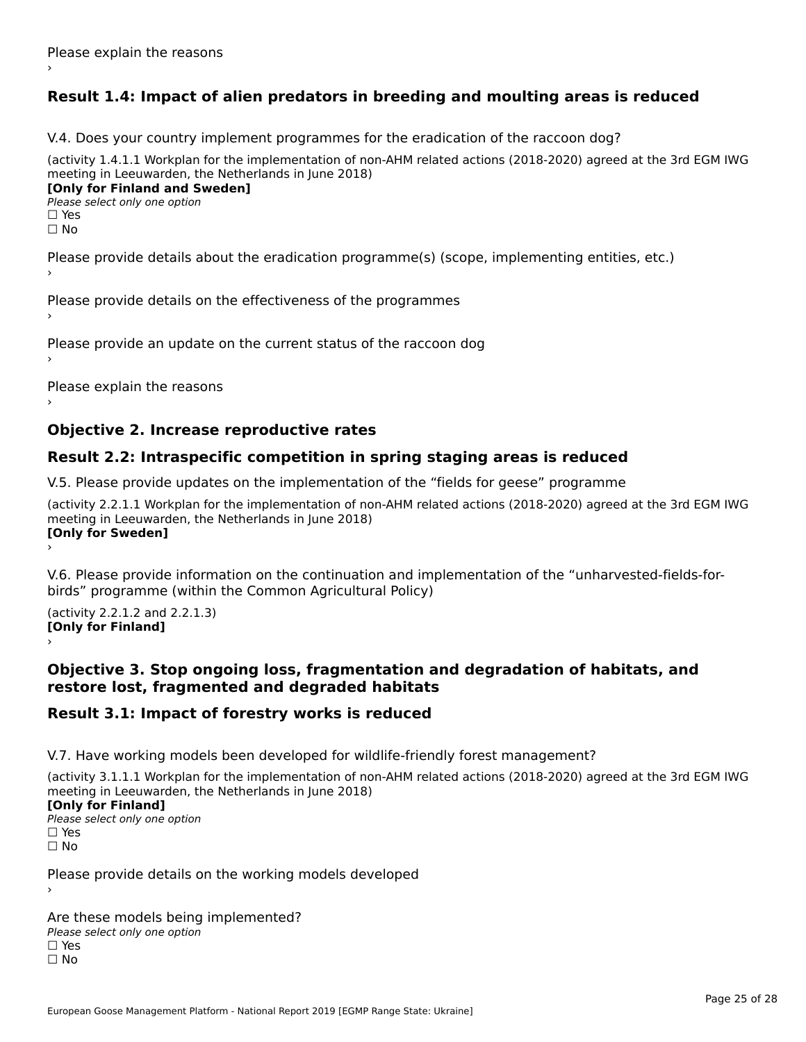Please explain the reasons

›

## Result 1.4: Impact of alien predators in breeding and moulting areas is reduced

V.4. Does your country implement programmes for the eradication of the raccoon dog?

(activity 1.4.1.1 Workplan for the implementation of non-AHM related actions (2018-2020) agreed at the 3rd EGM IWG meeting in Leeuwarden, the Netherlands in June 2018)

**[Only for Finland and Sweden]**

*Please select only one option*

☐ Yes

☐ No

Please provide details about the eradication programme(s) (scope, implementing entities, etc.)

›

Please provide details on the effectiveness of the programmes

›

Please provide an update on the current status of the raccoon dog

›

Please explain the reasons

›

## Objective 2. Increase reproductive rates

## Result 2.2: Intraspecific competition in spring staging areas is reduced

V.5. Please provide updates on the implementation of the “fields for geese” programme

(activity 2.2.1.1 Workplan for the implementation of non-AHM related actions (2018-2020) agreed at the 3rd EGM IWG meeting in Leeuwarden, the Netherlands in June 2018)

**[Only for Sweden]**

›

V.6. Please provide information on the continuation and implementation of the “unharvested-fields-for-birds” programme (within the Common Agricultural Policy)

(activity 2.2.1.2 and 2.2.1.3)

**[Only for Finland]**

›

## Objective 3. Stop ongoing loss, fragmentation and degradation of habitats, and restore lost, fragmented and degraded habitats

## Result 3.1: Impact of forestry works is reduced

V.7. Have working models been developed for wildlife-friendly forest management?

(activity 3.1.1.1 Workplan for the implementation of non-AHM related actions (2018-2020) agreed at the 3rd EGM IWG meeting in Leeuwarden, the Netherlands in June 2018)

**[Only for Finland]**

*Please select only one option*

☐ Yes

☐ No

Please provide details on the working models developed

›

Are these models being implemented?

*Please select only one option*

☐ Yes

☐ No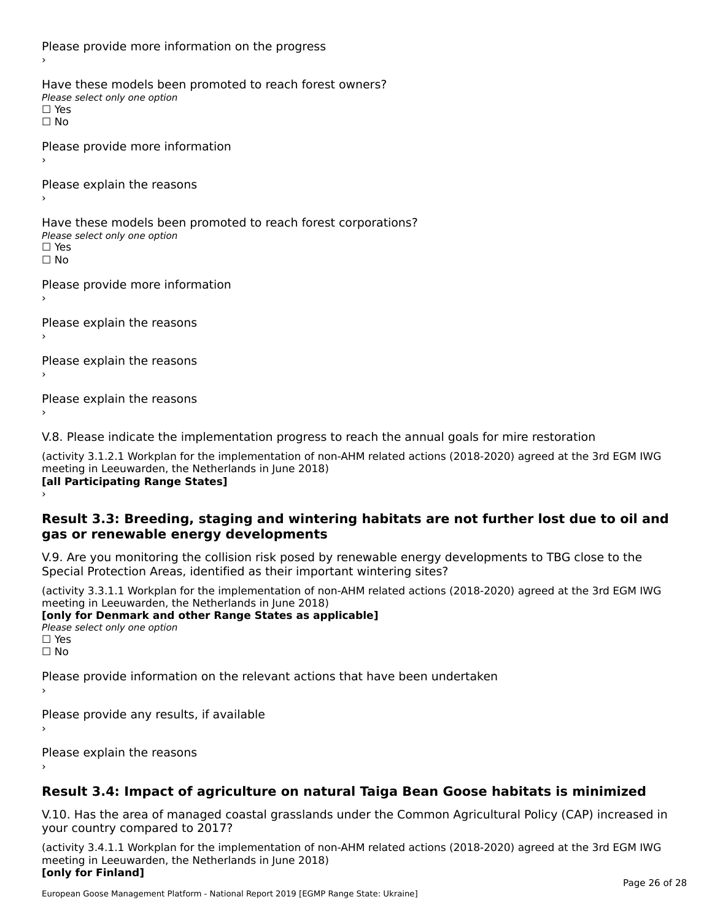Please provide more information on the progress
›

Have these models been promoted to reach forest owners?
*Please select only one option*
☐ Yes
☐ No

Please provide more information
›

Please explain the reasons
›

Have these models been promoted to reach forest corporations?
*Please select only one option*
☐ Yes
☐ No

Please provide more information
›

Please explain the reasons
›

Please explain the reasons
›

Please explain the reasons
›

V.8. Please indicate the implementation progress to reach the annual goals for mire restoration

(activity 3.1.2.1 Workplan for the implementation of non-AHM related actions (2018-2020) agreed at the 3rd EGM IWG meeting in Leeuwarden, the Netherlands in June 2018)
**[all Participating Range States]**
›

## Result 3.3: Breeding, staging and wintering habitats are not further lost due to oil and gas or renewable energy developments

V.9. Are you monitoring the collision risk posed by renewable energy developments to TBG close to the Special Protection Areas, identified as their important wintering sites?

(activity 3.3.1.1 Workplan for the implementation of non-AHM related actions (2018-2020) agreed at the 3rd EGM IWG meeting in Leeuwarden, the Netherlands in June 2018)
**[only for Denmark and other Range States as applicable]**
*Please select only one option*
☐ Yes
☐ No

Please provide information on the relevant actions that have been undertaken
›

Please provide any results, if available
›

Please explain the reasons
›

## Result 3.4: Impact of agriculture on natural Taiga Bean Goose habitats is minimized

V.10. Has the area of managed coastal grasslands under the Common Agricultural Policy (CAP) increased in your country compared to 2017?

(activity 3.4.1.1 Workplan for the implementation of non-AHM related actions (2018-2020) agreed at the 3rd EGM IWG meeting in Leeuwarden, the Netherlands in June 2018)
**[only for Finland]**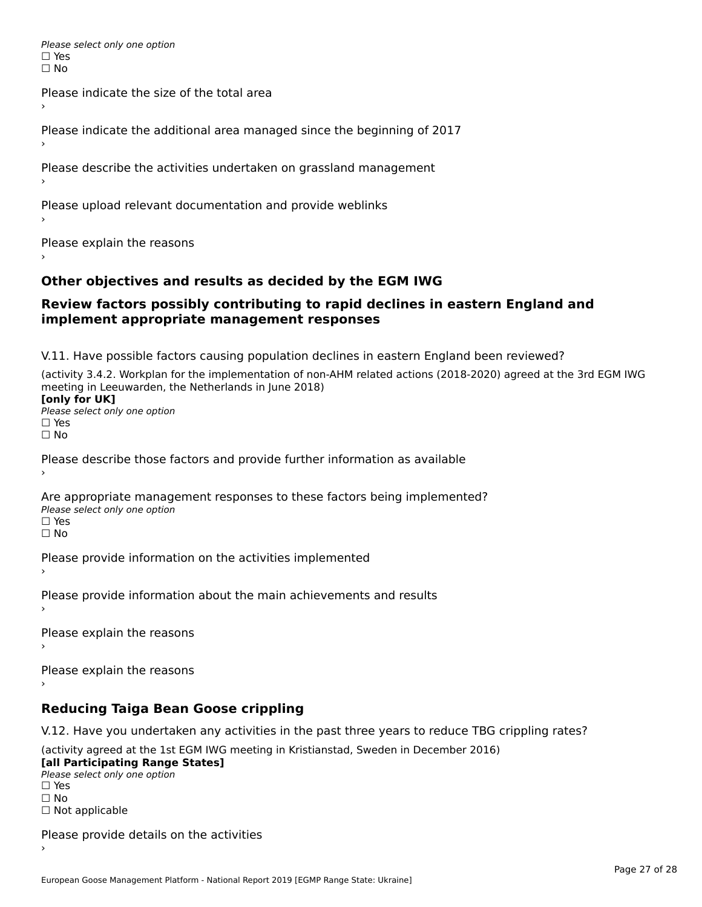*Please select only one option*
☐ Yes
☐ No

Please indicate the size of the total area
›

Please indicate the additional area managed since the beginning of 2017
›

Please describe the activities undertaken on grassland management
›

Please upload relevant documentation and provide weblinks
›

Please explain the reasons
›

## Other objectives and results as decided by the EGM IWG

## Review factors possibly contributing to rapid declines in eastern England and implement appropriate management responses

V.11. Have possible factors causing population declines in eastern England been reviewed?

(activity 3.4.2. Workplan for the implementation of non-AHM related actions (2018-2020) agreed at the 3rd EGM IWG meeting in Leeuwarden, the Netherlands in June 2018)
**[only for UK]**
*Please select only one option*
☐ Yes
☐ No

Please describe those factors and provide further information as available
›

Are appropriate management responses to these factors being implemented?
*Please select only one option*
☐ Yes
☐ No

Please provide information on the activities implemented
›

Please provide information about the main achievements and results
›

Please explain the reasons
›

Please explain the reasons
›

## Reducing Taiga Bean Goose crippling

V.12. Have you undertaken any activities in the past three years to reduce TBG crippling rates?

(activity agreed at the 1st EGM IWG meeting in Kristianstad, Sweden in December 2016)
**[all Participating Range States]**
*Please select only one option*
☐ Yes
☐ No
☐ Not applicable

Please provide details on the activities
›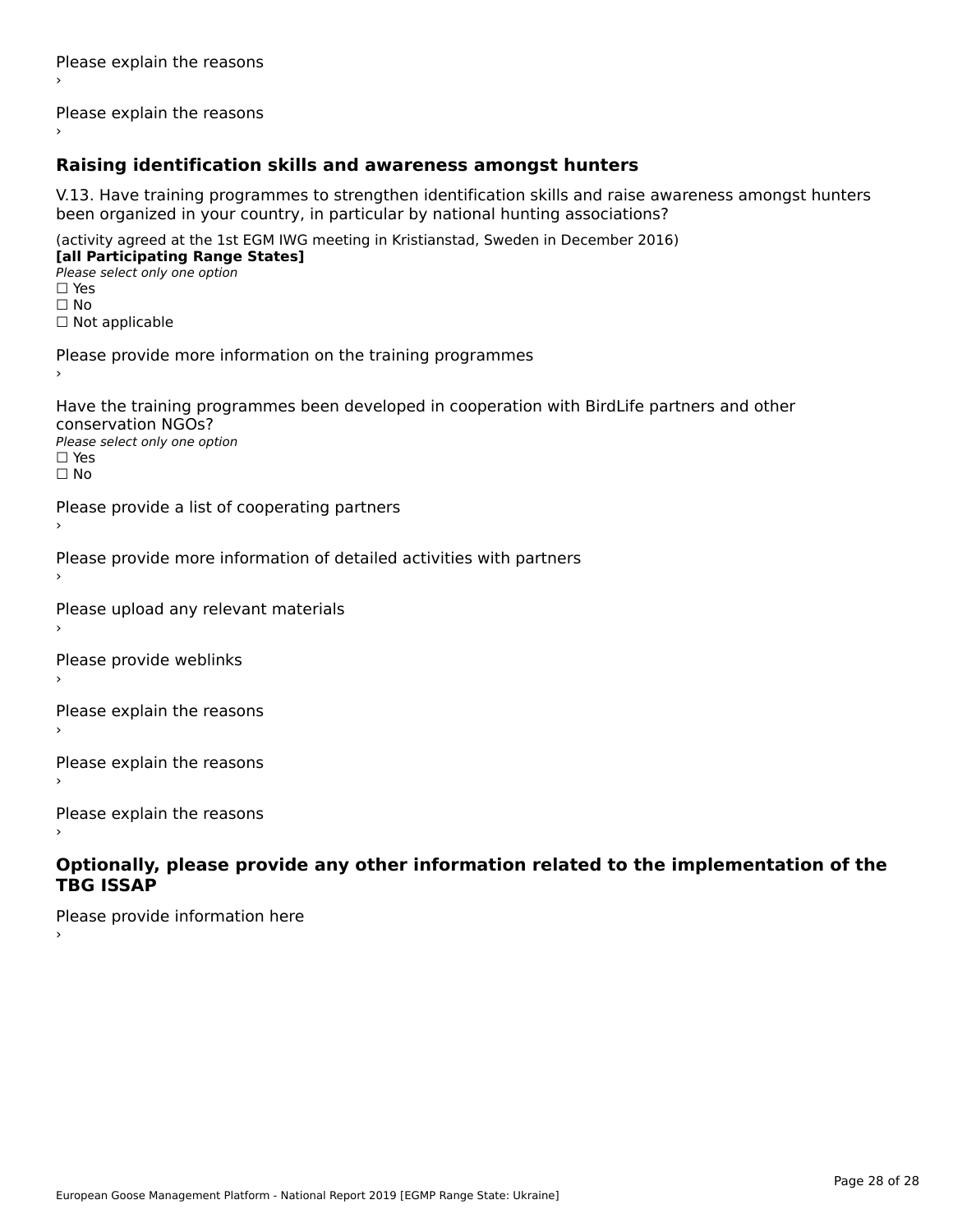Please explain the reasons
›

Please explain the reasons
›

## Raising identification skills and awareness amongst hunters

V.13. Have training programmes to strengthen identification skills and raise awareness amongst hunters been organized in your country, in particular by national hunting associations?

(activity agreed at the 1st EGM IWG meeting in Kristianstad, Sweden in December 2016)
**[all Participating Range States]**
*Please select only one option*
☐ Yes
☐ No
☐ Not applicable

Please provide more information on the training programmes
›

Have the training programmes been developed in cooperation with BirdLife partners and other conservation NGOs?
*Please select only one option*
☐ Yes
☐ No

Please provide a list of cooperating partners
›

Please provide more information of detailed activities with partners
›

Please upload any relevant materials
›

Please provide weblinks
›

Please explain the reasons
›

Please explain the reasons
›

Please explain the reasons
›

## Optionally, please provide any other information related to the implementation of the TBG ISSAP

Please provide information here
›